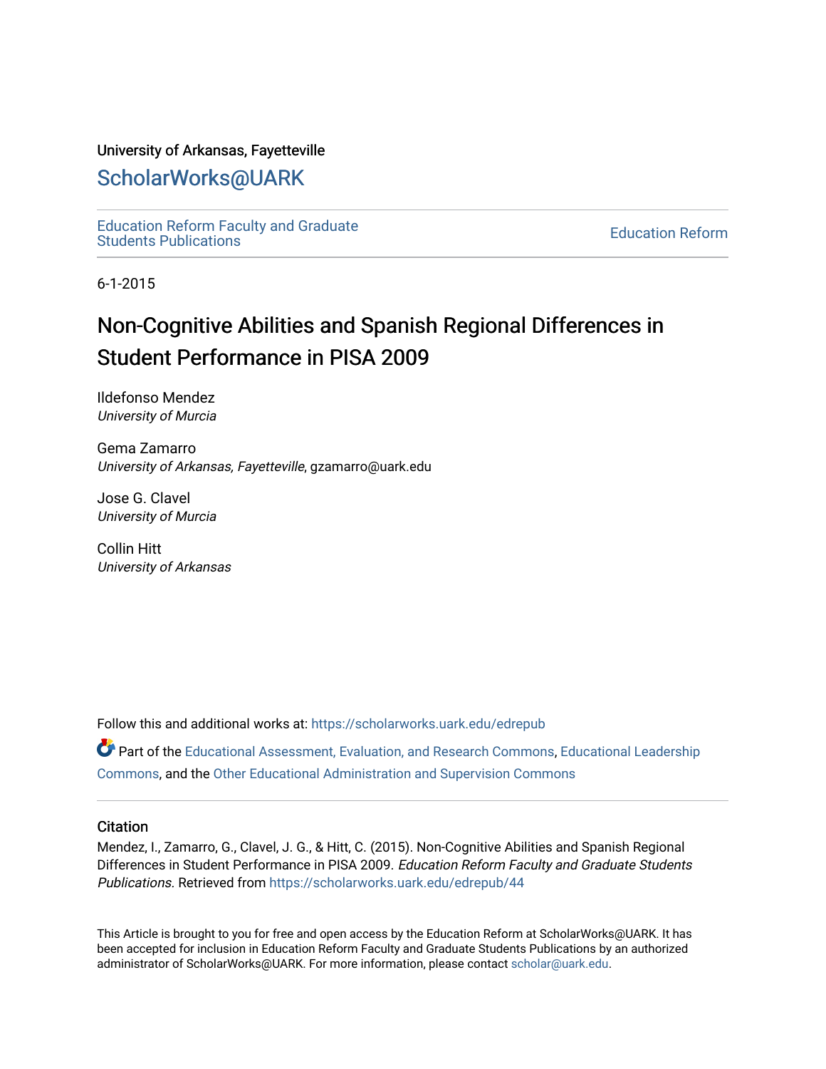University of Arkansas, Fayetteville

# ScholarWorks@UARK

Education Reform Faculty and Graduate Students Publications

Education Reform

6-1-2015

# Non-Cognitive Abilities and Spanish Regional Differences in Student Performance in PISA 2009

Ildefonso Mendez
*University of Murcia*

Gema Zamarro
*University of Arkansas, Fayetteville*, gzamarro@uark.edu

Jose G. Clavel
*University of Murcia*

Collin Hitt
*University of Arkansas*

Follow this and additional works at: https://scholarworks.uark.edu/edrepub

Part of the Educational Assessment, Evaluation, and Research Commons, Educational Leadership Commons, and the Other Educational Administration and Supervision Commons

## Citation

Mendez, I., Zamarro, G., Clavel, J. G., & Hitt, C. (2015). Non-Cognitive Abilities and Spanish Regional Differences in Student Performance in PISA 2009. *Education Reform Faculty and Graduate Students Publications*. Retrieved from https://scholarworks.uark.edu/edrepub/44

This Article is brought to you for free and open access by the Education Reform at ScholarWorks@UARK. It has been accepted for inclusion in Education Reform Faculty and Graduate Students Publications by an authorized administrator of ScholarWorks@UARK. For more information, please contact scholar@uark.edu.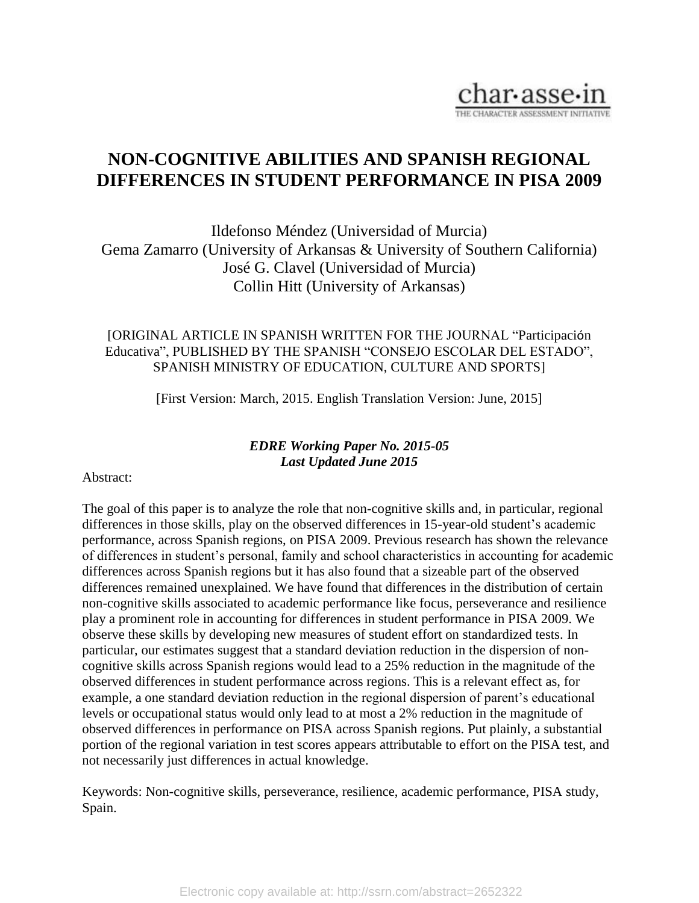char·asse·in
THE CHARACTER ASSESSMENT INITIATIVE

# NON-COGNITIVE ABILITIES AND SPANISH REGIONAL DIFFERENCES IN STUDENT PERFORMANCE IN PISA 2009

Ildefonso Méndez (Universidad of Murcia)
Gema Zamarro (University of Arkansas & University of Southern California)
José G. Clavel (Universidad of Murcia)
Collin Hitt (University of Arkansas)

[ORIGINAL ARTICLE IN SPANISH WRITTEN FOR THE JOURNAL "Participación Educativa", PUBLISHED BY THE SPANISH "CONSEJO ESCOLAR DEL ESTADO", SPANISH MINISTRY OF EDUCATION, CULTURE AND SPORTS]

[First Version: March, 2015. English Translation Version: June, 2015]

***EDRE Working Paper No. 2015-05***
***Last Updated June 2015***

Abstract:

The goal of this paper is to analyze the role that non-cognitive skills and, in particular, regional differences in those skills, play on the observed differences in 15-year-old student's academic performance, across Spanish regions, on PISA 2009. Previous research has shown the relevance of differences in student's personal, family and school characteristics in accounting for academic differences across Spanish regions but it has also found that a sizeable part of the observed differences remained unexplained. We have found that differences in the distribution of certain non-cognitive skills associated to academic performance like focus, perseverance and resilience play a prominent role in accounting for differences in student performance in PISA 2009. We observe these skills by developing new measures of student effort on standardized tests. In particular, our estimates suggest that a standard deviation reduction in the dispersion of non-cognitive skills across Spanish regions would lead to a 25% reduction in the magnitude of the observed differences in student performance across regions. This is a relevant effect as, for example, a one standard deviation reduction in the regional dispersion of parent's educational levels or occupational status would only lead to at most a 2% reduction in the magnitude of observed differences in performance on PISA across Spanish regions. Put plainly, a substantial portion of the regional variation in test scores appears attributable to effort on the PISA test, and not necessarily just differences in actual knowledge.

Keywords: Non-cognitive skills, perseverance, resilience, academic performance, PISA study, Spain.

Electronic copy available at: http://ssrn.com/abstract=2652322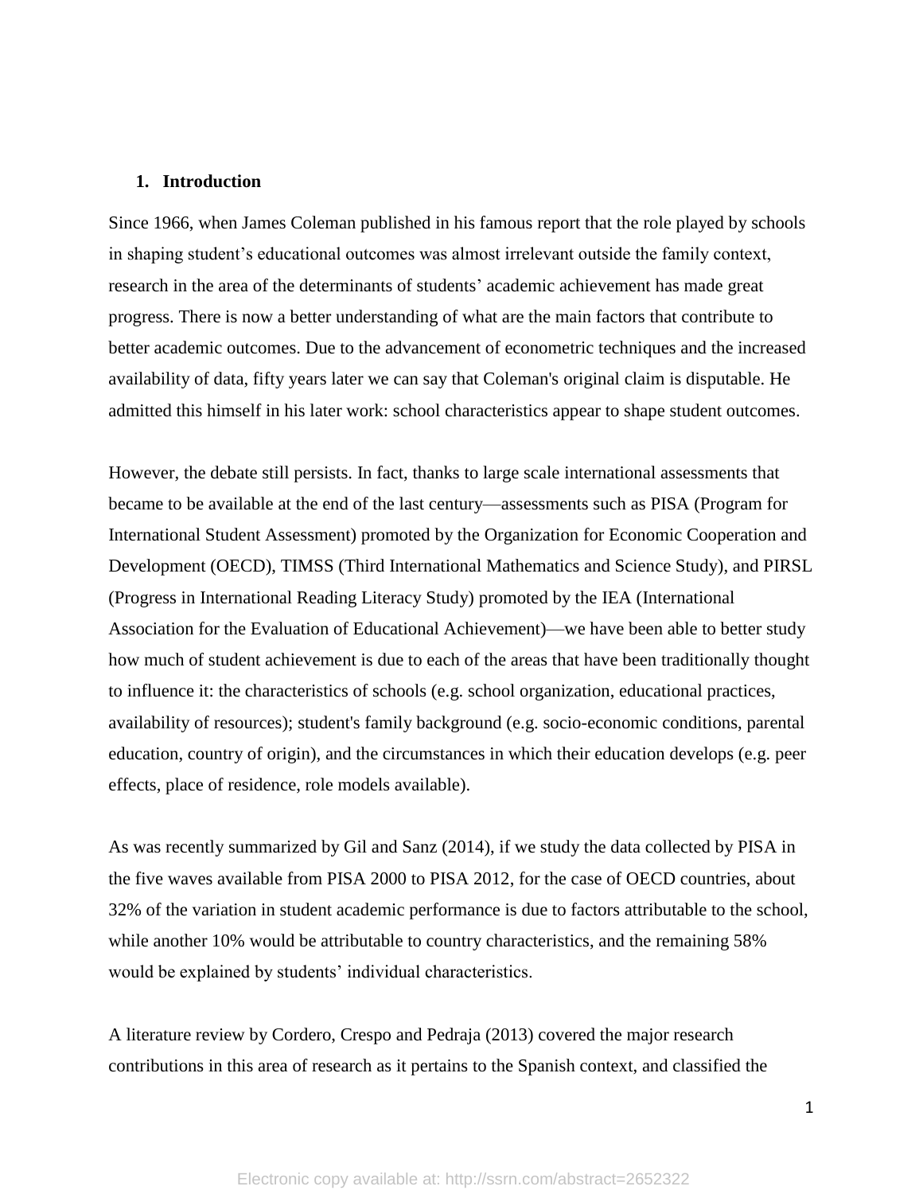## 1. Introduction

Since 1966, when James Coleman published in his famous report that the role played by schools in shaping student's educational outcomes was almost irrelevant outside the family context, research in the area of the determinants of students' academic achievement has made great progress. There is now a better understanding of what are the main factors that contribute to better academic outcomes. Due to the advancement of econometric techniques and the increased availability of data, fifty years later we can say that Coleman's original claim is disputable. He admitted this himself in his later work: school characteristics appear to shape student outcomes.

However, the debate still persists. In fact, thanks to large scale international assessments that became to be available at the end of the last century—assessments such as PISA (Program for International Student Assessment) promoted by the Organization for Economic Cooperation and Development (OECD), TIMSS (Third International Mathematics and Science Study), and PIRSL (Progress in International Reading Literacy Study) promoted by the IEA (International Association for the Evaluation of Educational Achievement)—we have been able to better study how much of student achievement is due to each of the areas that have been traditionally thought to influence it: the characteristics of schools (e.g. school organization, educational practices, availability of resources); student's family background (e.g. socio-economic conditions, parental education, country of origin), and the circumstances in which their education develops (e.g. peer effects, place of residence, role models available).

As was recently summarized by Gil and Sanz (2014), if we study the data collected by PISA in the five waves available from PISA 2000 to PISA 2012, for the case of OECD countries, about 32% of the variation in student academic performance is due to factors attributable to the school, while another 10% would be attributable to country characteristics, and the remaining 58% would be explained by students' individual characteristics.

A literature review by Cordero, Crespo and Pedraja (2013) covered the major research contributions in this area of research as it pertains to the Spanish context, and classified the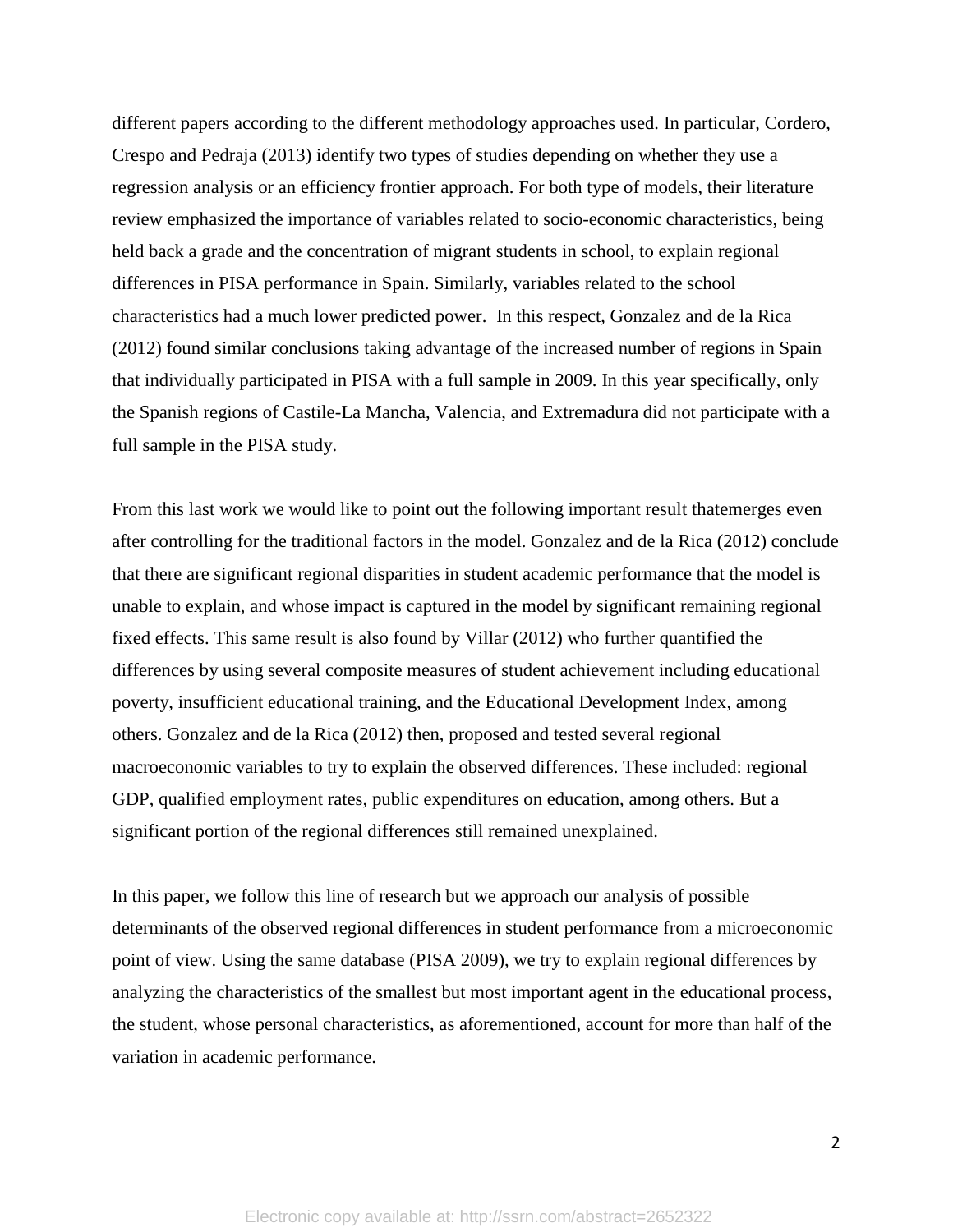different papers according to the different methodology approaches used. In particular, Cordero, Crespo and Pedraja (2013) identify two types of studies depending on whether they use a regression analysis or an efficiency frontier approach. For both type of models, their literature review emphasized the importance of variables related to socio-economic characteristics, being held back a grade and the concentration of migrant students in school, to explain regional differences in PISA performance in Spain. Similarly, variables related to the school characteristics had a much lower predicted power. In this respect, Gonzalez and de la Rica (2012) found similar conclusions taking advantage of the increased number of regions in Spain that individually participated in PISA with a full sample in 2009. In this year specifically, only the Spanish regions of Castile-La Mancha, Valencia, and Extremadura did not participate with a full sample in the PISA study.

From this last work we would like to point out the following important result thatemerges even after controlling for the traditional factors in the model. Gonzalez and de la Rica (2012) conclude that there are significant regional disparities in student academic performance that the model is unable to explain, and whose impact is captured in the model by significant remaining regional fixed effects. This same result is also found by Villar (2012) who further quantified the differences by using several composite measures of student achievement including educational poverty, insufficient educational training, and the Educational Development Index, among others. Gonzalez and de la Rica (2012) then, proposed and tested several regional macroeconomic variables to try to explain the observed differences. These included: regional GDP, qualified employment rates, public expenditures on education, among others. But a significant portion of the regional differences still remained unexplained.

In this paper, we follow this line of research but we approach our analysis of possible determinants of the observed regional differences in student performance from a microeconomic point of view. Using the same database (PISA 2009), we try to explain regional differences by analyzing the characteristics of the smallest but most important agent in the educational process, the student, whose personal characteristics, as aforementioned, account for more than half of the variation in academic performance.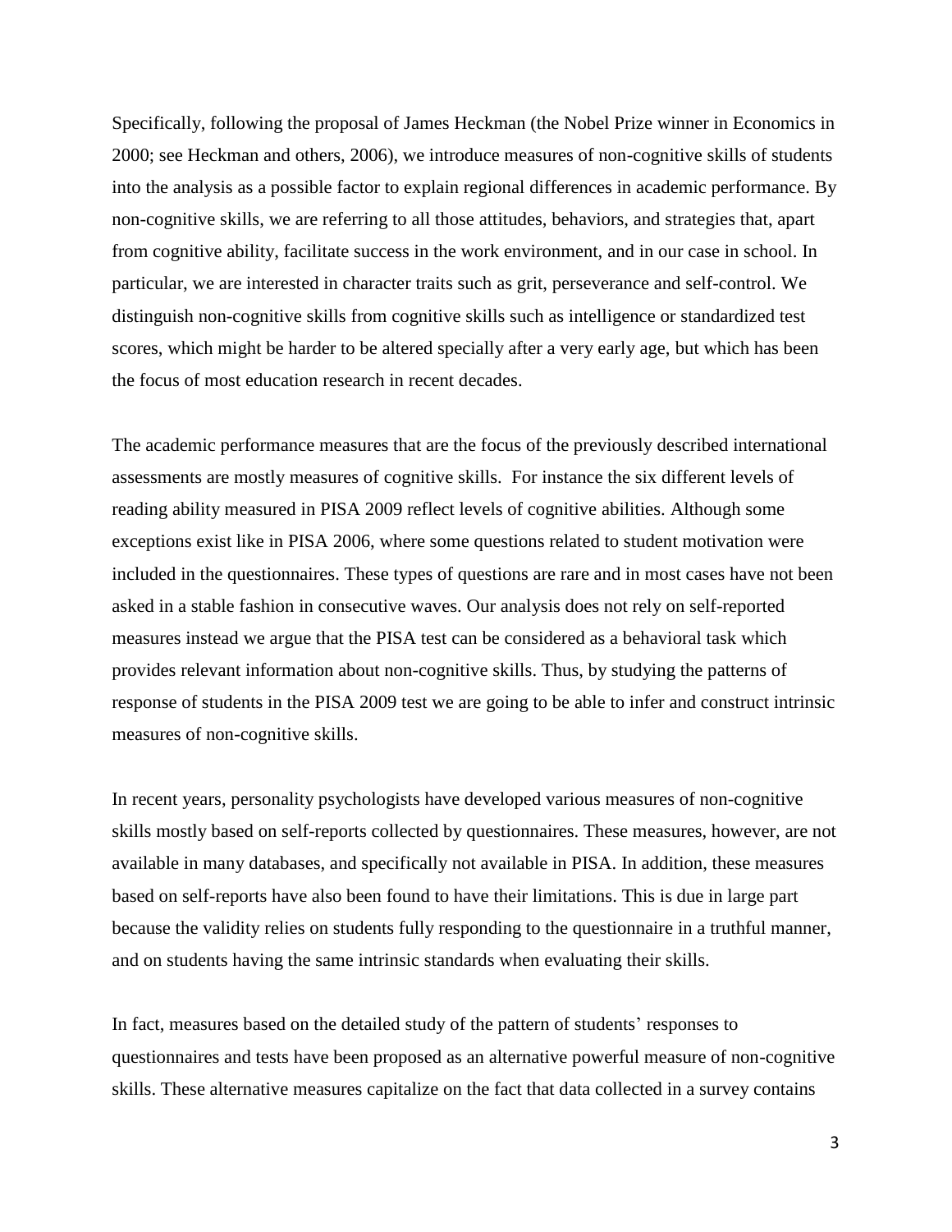Specifically, following the proposal of James Heckman (the Nobel Prize winner in Economics in 2000; see Heckman and others, 2006), we introduce measures of non-cognitive skills of students into the analysis as a possible factor to explain regional differences in academic performance. By non-cognitive skills, we are referring to all those attitudes, behaviors, and strategies that, apart from cognitive ability, facilitate success in the work environment, and in our case in school. In particular, we are interested in character traits such as grit, perseverance and self-control. We distinguish non-cognitive skills from cognitive skills such as intelligence or standardized test scores, which might be harder to be altered specially after a very early age, but which has been the focus of most education research in recent decades.

The academic performance measures that are the focus of the previously described international assessments are mostly measures of cognitive skills. For instance the six different levels of reading ability measured in PISA 2009 reflect levels of cognitive abilities. Although some exceptions exist like in PISA 2006, where some questions related to student motivation were included in the questionnaires. These types of questions are rare and in most cases have not been asked in a stable fashion in consecutive waves. Our analysis does not rely on self-reported measures instead we argue that the PISA test can be considered as a behavioral task which provides relevant information about non-cognitive skills. Thus, by studying the patterns of response of students in the PISA 2009 test we are going to be able to infer and construct intrinsic measures of non-cognitive skills.

In recent years, personality psychologists have developed various measures of non-cognitive skills mostly based on self-reports collected by questionnaires. These measures, however, are not available in many databases, and specifically not available in PISA. In addition, these measures based on self-reports have also been found to have their limitations. This is due in large part because the validity relies on students fully responding to the questionnaire in a truthful manner, and on students having the same intrinsic standards when evaluating their skills.

In fact, measures based on the detailed study of the pattern of students' responses to questionnaires and tests have been proposed as an alternative powerful measure of non-cognitive skills. These alternative measures capitalize on the fact that data collected in a survey contains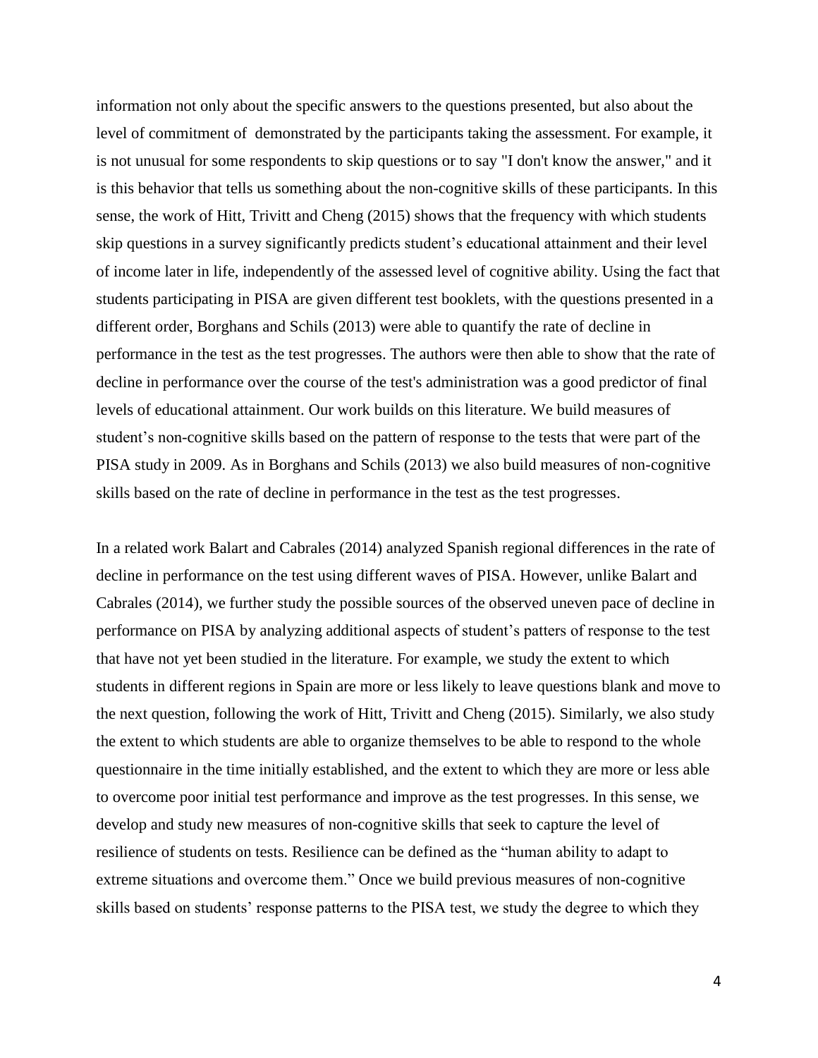information not only about the specific answers to the questions presented, but also about the level of commitment of demonstrated by the participants taking the assessment. For example, it is not unusual for some respondents to skip questions or to say "I don't know the answer," and it is this behavior that tells us something about the non-cognitive skills of these participants. In this sense, the work of Hitt, Trivitt and Cheng (2015) shows that the frequency with which students skip questions in a survey significantly predicts student's educational attainment and their level of income later in life, independently of the assessed level of cognitive ability. Using the fact that students participating in PISA are given different test booklets, with the questions presented in a different order, Borghans and Schils (2013) were able to quantify the rate of decline in performance in the test as the test progresses. The authors were then able to show that the rate of decline in performance over the course of the test's administration was a good predictor of final levels of educational attainment. Our work builds on this literature. We build measures of student's non-cognitive skills based on the pattern of response to the tests that were part of the PISA study in 2009. As in Borghans and Schils (2013) we also build measures of non-cognitive skills based on the rate of decline in performance in the test as the test progresses.

In a related work Balart and Cabrales (2014) analyzed Spanish regional differences in the rate of decline in performance on the test using different waves of PISA. However, unlike Balart and Cabrales (2014), we further study the possible sources of the observed uneven pace of decline in performance on PISA by analyzing additional aspects of student's patters of response to the test that have not yet been studied in the literature. For example, we study the extent to which students in different regions in Spain are more or less likely to leave questions blank and move to the next question, following the work of Hitt, Trivitt and Cheng (2015). Similarly, we also study the extent to which students are able to organize themselves to be able to respond to the whole questionnaire in the time initially established, and the extent to which they are more or less able to overcome poor initial test performance and improve as the test progresses. In this sense, we develop and study new measures of non-cognitive skills that seek to capture the level of resilience of students on tests. Resilience can be defined as the "human ability to adapt to extreme situations and overcome them." Once we build previous measures of non-cognitive skills based on students' response patterns to the PISA test, we study the degree to which they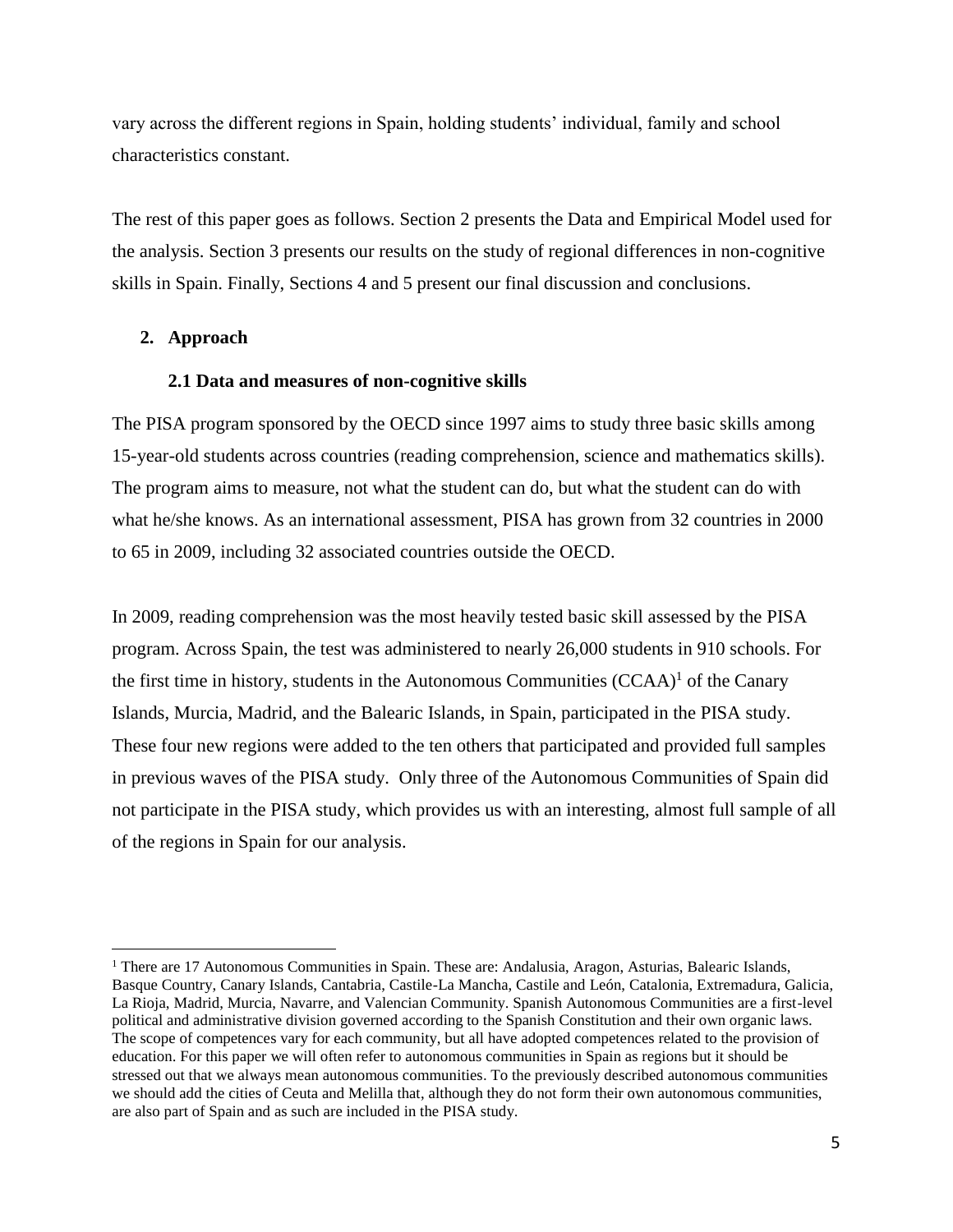vary across the different regions in Spain, holding students' individual, family and school characteristics constant.

The rest of this paper goes as follows. Section 2 presents the Data and Empirical Model used for the analysis. Section 3 presents our results on the study of regional differences in non-cognitive skills in Spain. Finally, Sections 4 and 5 present our final discussion and conclusions.

## 2. Approach

### 2.1 Data and measures of non-cognitive skills

The PISA program sponsored by the OECD since 1997 aims to study three basic skills among 15-year-old students across countries (reading comprehension, science and mathematics skills). The program aims to measure, not what the student can do, but what the student can do with what he/she knows. As an international assessment, PISA has grown from 32 countries in 2000 to 65 in 2009, including 32 associated countries outside the OECD.

In 2009, reading comprehension was the most heavily tested basic skill assessed by the PISA program. Across Spain, the test was administered to nearly 26,000 students in 910 schools. For the first time in history, students in the Autonomous Communities (CCAA)[1] of the Canary Islands, Murcia, Madrid, and the Balearic Islands, in Spain, participated in the PISA study. These four new regions were added to the ten others that participated and provided full samples in previous waves of the PISA study. Only three of the Autonomous Communities of Spain did not participate in the PISA study, which provides us with an interesting, almost full sample of all of the regions in Spain for our analysis.

[1] There are 17 Autonomous Communities in Spain. These are: Andalusia, Aragon, Asturias, Balearic Islands, Basque Country, Canary Islands, Cantabria, Castile-La Mancha, Castile and León, Catalonia, Extremadura, Galicia, La Rioja, Madrid, Murcia, Navarre, and Valencian Community. Spanish Autonomous Communities are a first-level political and administrative division governed according to the Spanish Constitution and their own organic laws. The scope of competences vary for each community, but all have adopted competences related to the provision of education. For this paper we will often refer to autonomous communities in Spain as regions but it should be stressed out that we always mean autonomous communities. To the previously described autonomous communities we should add the cities of Ceuta and Melilla that, although they do not form their own autonomous communities, are also part of Spain and as such are included in the PISA study.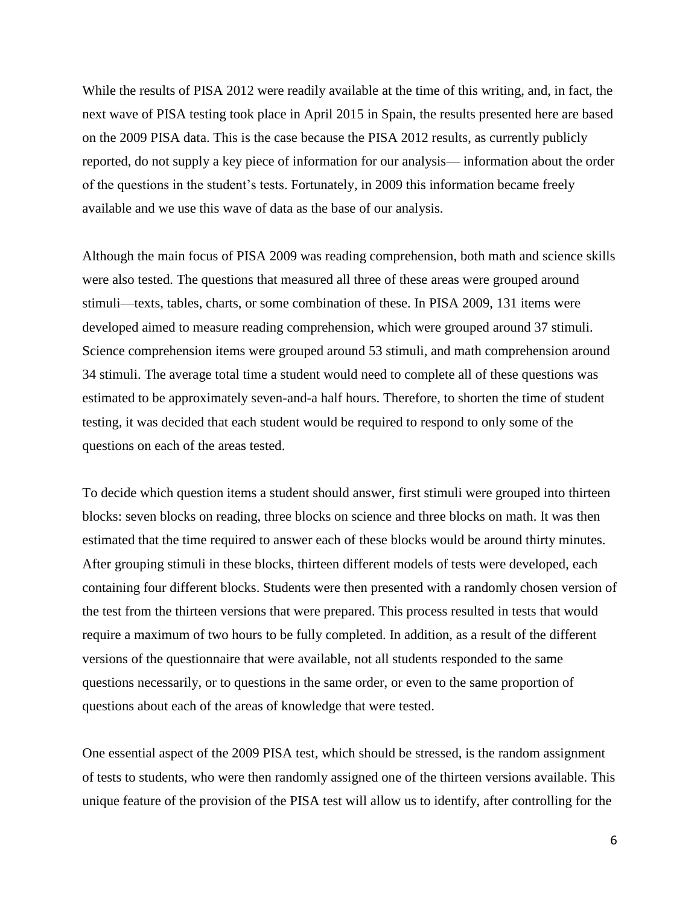While the results of PISA 2012 were readily available at the time of this writing, and, in fact, the next wave of PISA testing took place in April 2015 in Spain, the results presented here are based on the 2009 PISA data. This is the case because the PISA 2012 results, as currently publicly reported, do not supply a key piece of information for our analysis— information about the order of the questions in the student's tests. Fortunately, in 2009 this information became freely available and we use this wave of data as the base of our analysis.

Although the main focus of PISA 2009 was reading comprehension, both math and science skills were also tested. The questions that measured all three of these areas were grouped around stimuli—texts, tables, charts, or some combination of these. In PISA 2009, 131 items were developed aimed to measure reading comprehension, which were grouped around 37 stimuli. Science comprehension items were grouped around 53 stimuli, and math comprehension around 34 stimuli. The average total time a student would need to complete all of these questions was estimated to be approximately seven-and-a half hours. Therefore, to shorten the time of student testing, it was decided that each student would be required to respond to only some of the questions on each of the areas tested.

To decide which question items a student should answer, first stimuli were grouped into thirteen blocks: seven blocks on reading, three blocks on science and three blocks on math. It was then estimated that the time required to answer each of these blocks would be around thirty minutes. After grouping stimuli in these blocks, thirteen different models of tests were developed, each containing four different blocks. Students were then presented with a randomly chosen version of the test from the thirteen versions that were prepared. This process resulted in tests that would require a maximum of two hours to be fully completed. In addition, as a result of the different versions of the questionnaire that were available, not all students responded to the same questions necessarily, or to questions in the same order, or even to the same proportion of questions about each of the areas of knowledge that were tested.

One essential aspect of the 2009 PISA test, which should be stressed, is the random assignment of tests to students, who were then randomly assigned one of the thirteen versions available. This unique feature of the provision of the PISA test will allow us to identify, after controlling for the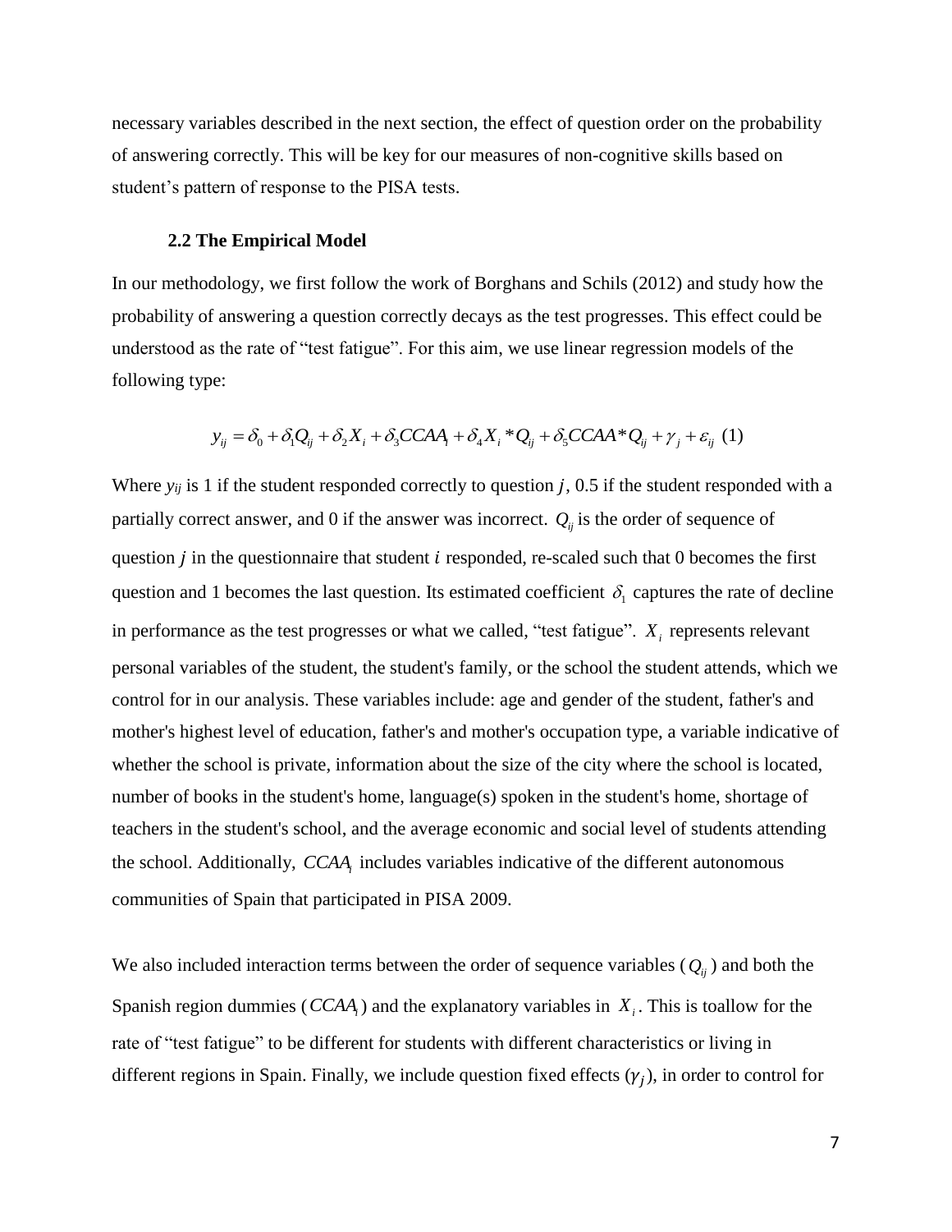necessary variables described in the next section, the effect of question order on the probability of answering correctly. This will be key for our measures of non-cognitive skills based on student's pattern of response to the PISA tests.

### 2.2 The Empirical Model

In our methodology, we first follow the work of Borghans and Schils (2012) and study how the probability of answering a question correctly decays as the test progresses. This effect could be understood as the rate of "test fatigue". For this aim, we use linear regression models of the following type:

$$y_{ij} = \delta_0 + \delta_1 Q_{ij} + \delta_2 X_i + \delta_3 CCAA_i + \delta_4 X_i * Q_{ij} + \delta_5 CCAA * Q_{ij} + \gamma_j + \varepsilon_{ij} \quad (1)$$

Where $y_{ij}$ is 1 if the student responded correctly to question $j$, 0.5 if the student responded with a partially correct answer, and 0 if the answer was incorrect. $Q_{ij}$ is the order of sequence of question $j$ in the questionnaire that student $i$ responded, re-scaled such that 0 becomes the first question and 1 becomes the last question. Its estimated coefficient $\delta_1$ captures the rate of decline in performance as the test progresses or what we called, "test fatigue". $X_i$ represents relevant personal variables of the student, the student's family, or the school the student attends, which we control for in our analysis. These variables include: age and gender of the student, father's and mother's highest level of education, father's and mother's occupation type, a variable indicative of whether the school is private, information about the size of the city where the school is located, number of books in the student's home, language(s) spoken in the student's home, shortage of teachers in the student's school, and the average economic and social level of students attending the school. Additionally, $CCAA_i$ includes variables indicative of the different autonomous communities of Spain that participated in PISA 2009.

We also included interaction terms between the order of sequence variables ($Q_{ij}$) and both the Spanish region dummies ($CCAA_i$) and the explanatory variables in $X_i$. This is toallow for the rate of "test fatigue" to be different for students with different characteristics or living in different regions in Spain. Finally, we include question fixed effects ($\gamma_j$), in order to control for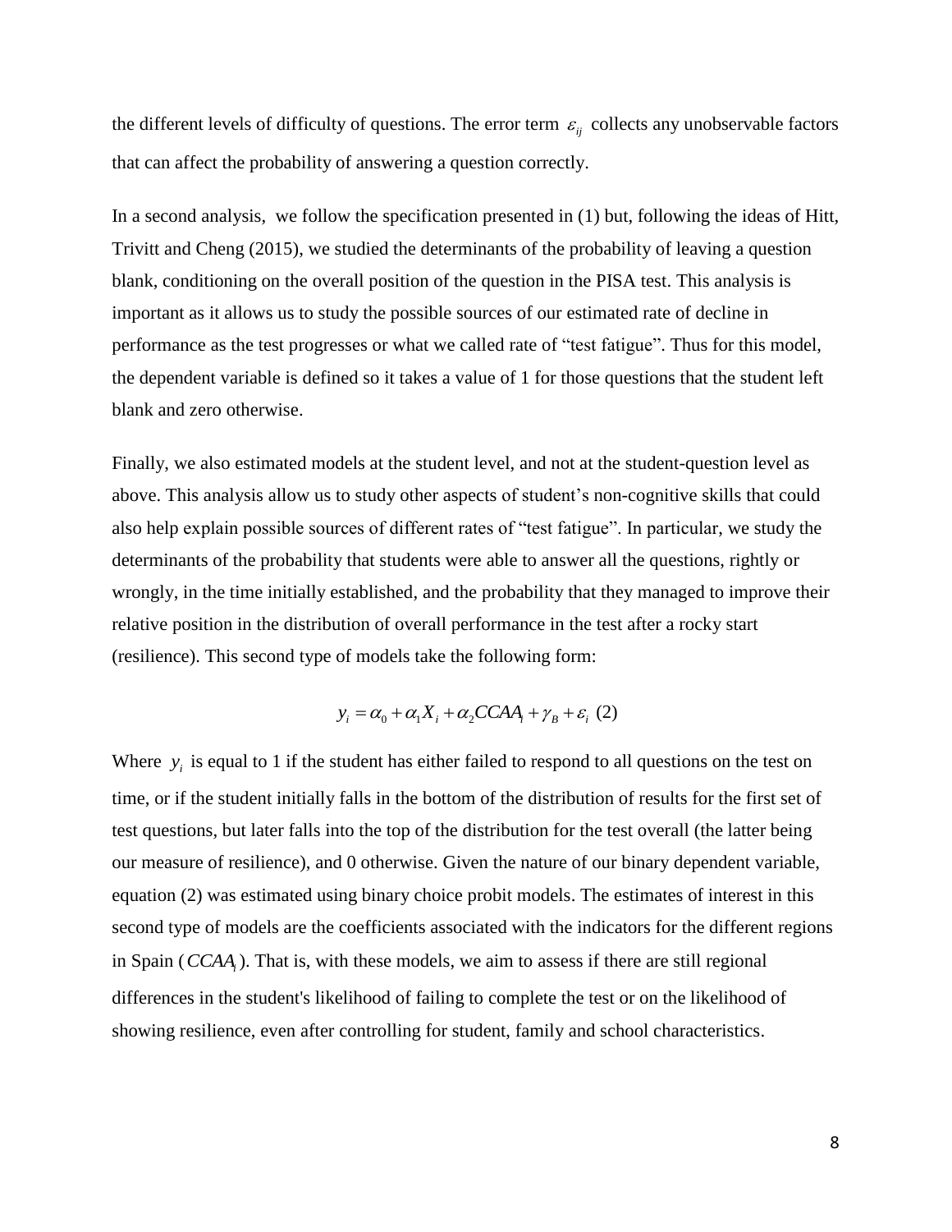the different levels of difficulty of questions. The error term $\varepsilon_{ij}$ collects any unobservable factors that can affect the probability of answering a question correctly.

In a second analysis, we follow the specification presented in (1) but, following the ideas of Hitt, Trivitt and Cheng (2015), we studied the determinants of the probability of leaving a question blank, conditioning on the overall position of the question in the PISA test. This analysis is important as it allows us to study the possible sources of our estimated rate of decline in performance as the test progresses or what we called rate of "test fatigue". Thus for this model, the dependent variable is defined so it takes a value of 1 for those questions that the student left blank and zero otherwise.

Finally, we also estimated models at the student level, and not at the student-question level as above. This analysis allow us to study other aspects of student's non-cognitive skills that could also help explain possible sources of different rates of "test fatigue". In particular, we study the determinants of the probability that students were able to answer all the questions, rightly or wrongly, in the time initially established, and the probability that they managed to improve their relative position in the distribution of overall performance in the test after a rocky start (resilience). This second type of models take the following form:

$$y_i = \alpha_0 + \alpha_1 X_i + \alpha_2 CCAA_i + \gamma_B + \varepsilon_i \quad (2)$$

Where $y_i$ is equal to 1 if the student has either failed to respond to all questions on the test on time, or if the student initially falls in the bottom of the distribution of results for the first set of test questions, but later falls into the top of the distribution for the test overall (the latter being our measure of resilience), and 0 otherwise. Given the nature of our binary dependent variable, equation (2) was estimated using binary choice probit models. The estimates of interest in this second type of models are the coefficients associated with the indicators for the different regions in Spain ($CCAA_i$). That is, with these models, we aim to assess if there are still regional differences in the student's likelihood of failing to complete the test or on the likelihood of showing resilience, even after controlling for student, family and school characteristics.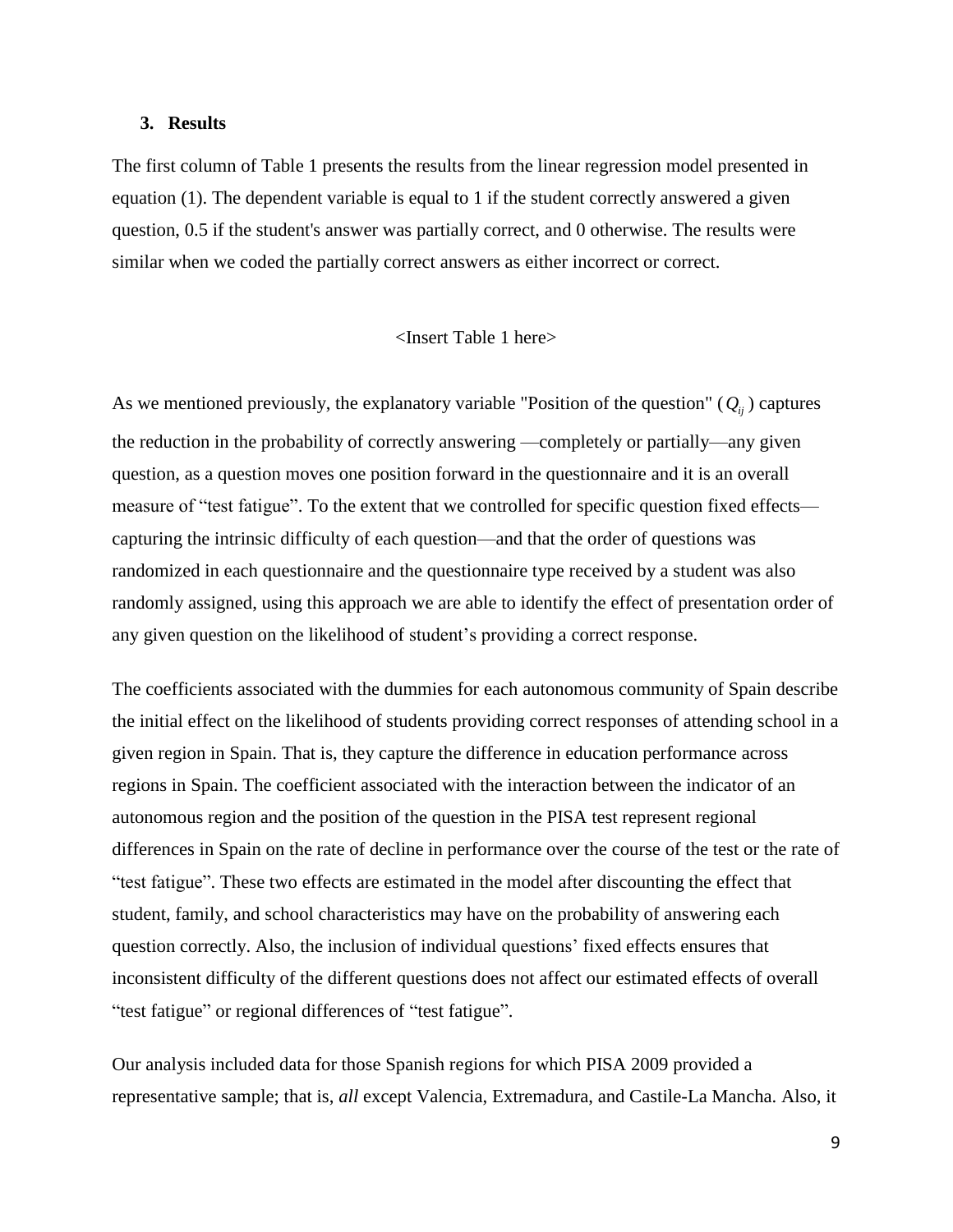### 3. Results

The first column of Table 1 presents the results from the linear regression model presented in equation (1). The dependent variable is equal to 1 if the student correctly answered a given question, 0.5 if the student's answer was partially correct, and 0 otherwise. The results were similar when we coded the partially correct answers as either incorrect or correct.

<Insert Table 1 here>

As we mentioned previously, the explanatory variable "Position of the question" ($Q_{ij}$) captures the reduction in the probability of correctly answering —completely or partially—any given question, as a question moves one position forward in the questionnaire and it is an overall measure of "test fatigue". To the extent that we controlled for specific question fixed effects—capturing the intrinsic difficulty of each question—and that the order of questions was randomized in each questionnaire and the questionnaire type received by a student was also randomly assigned, using this approach we are able to identify the effect of presentation order of any given question on the likelihood of student's providing a correct response.

The coefficients associated with the dummies for each autonomous community of Spain describe the initial effect on the likelihood of students providing correct responses of attending school in a given region in Spain. That is, they capture the difference in education performance across regions in Spain. The coefficient associated with the interaction between the indicator of an autonomous region and the position of the question in the PISA test represent regional differences in Spain on the rate of decline in performance over the course of the test or the rate of "test fatigue". These two effects are estimated in the model after discounting the effect that student, family, and school characteristics may have on the probability of answering each question correctly. Also, the inclusion of individual questions' fixed effects ensures that inconsistent difficulty of the different questions does not affect our estimated effects of overall "test fatigue" or regional differences of "test fatigue".

Our analysis included data for those Spanish regions for which PISA 2009 provided a representative sample; that is, *all* except Valencia, Extremadura, and Castile-La Mancha. Also, it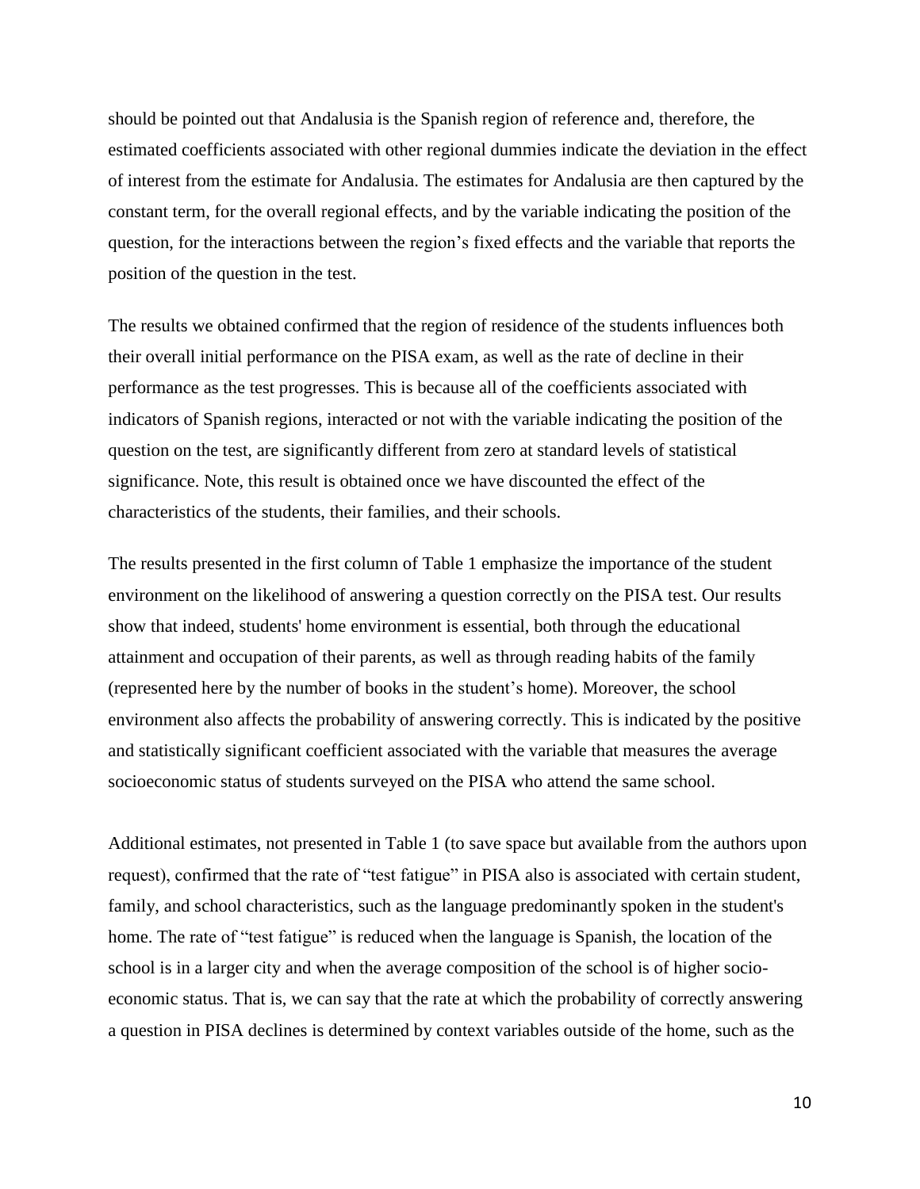should be pointed out that Andalusia is the Spanish region of reference and, therefore, the estimated coefficients associated with other regional dummies indicate the deviation in the effect of interest from the estimate for Andalusia. The estimates for Andalusia are then captured by the constant term, for the overall regional effects, and by the variable indicating the position of the question, for the interactions between the region's fixed effects and the variable that reports the position of the question in the test.

The results we obtained confirmed that the region of residence of the students influences both their overall initial performance on the PISA exam, as well as the rate of decline in their performance as the test progresses. This is because all of the coefficients associated with indicators of Spanish regions, interacted or not with the variable indicating the position of the question on the test, are significantly different from zero at standard levels of statistical significance. Note, this result is obtained once we have discounted the effect of the characteristics of the students, their families, and their schools.

The results presented in the first column of Table 1 emphasize the importance of the student environment on the likelihood of answering a question correctly on the PISA test. Our results show that indeed, students' home environment is essential, both through the educational attainment and occupation of their parents, as well as through reading habits of the family (represented here by the number of books in the student's home). Moreover, the school environment also affects the probability of answering correctly. This is indicated by the positive and statistically significant coefficient associated with the variable that measures the average socioeconomic status of students surveyed on the PISA who attend the same school.

Additional estimates, not presented in Table 1 (to save space but available from the authors upon request), confirmed that the rate of "test fatigue" in PISA also is associated with certain student, family, and school characteristics, such as the language predominantly spoken in the student's home. The rate of "test fatigue" is reduced when the language is Spanish, the location of the school is in a larger city and when the average composition of the school is of higher socio-economic status. That is, we can say that the rate at which the probability of correctly answering a question in PISA declines is determined by context variables outside of the home, such as the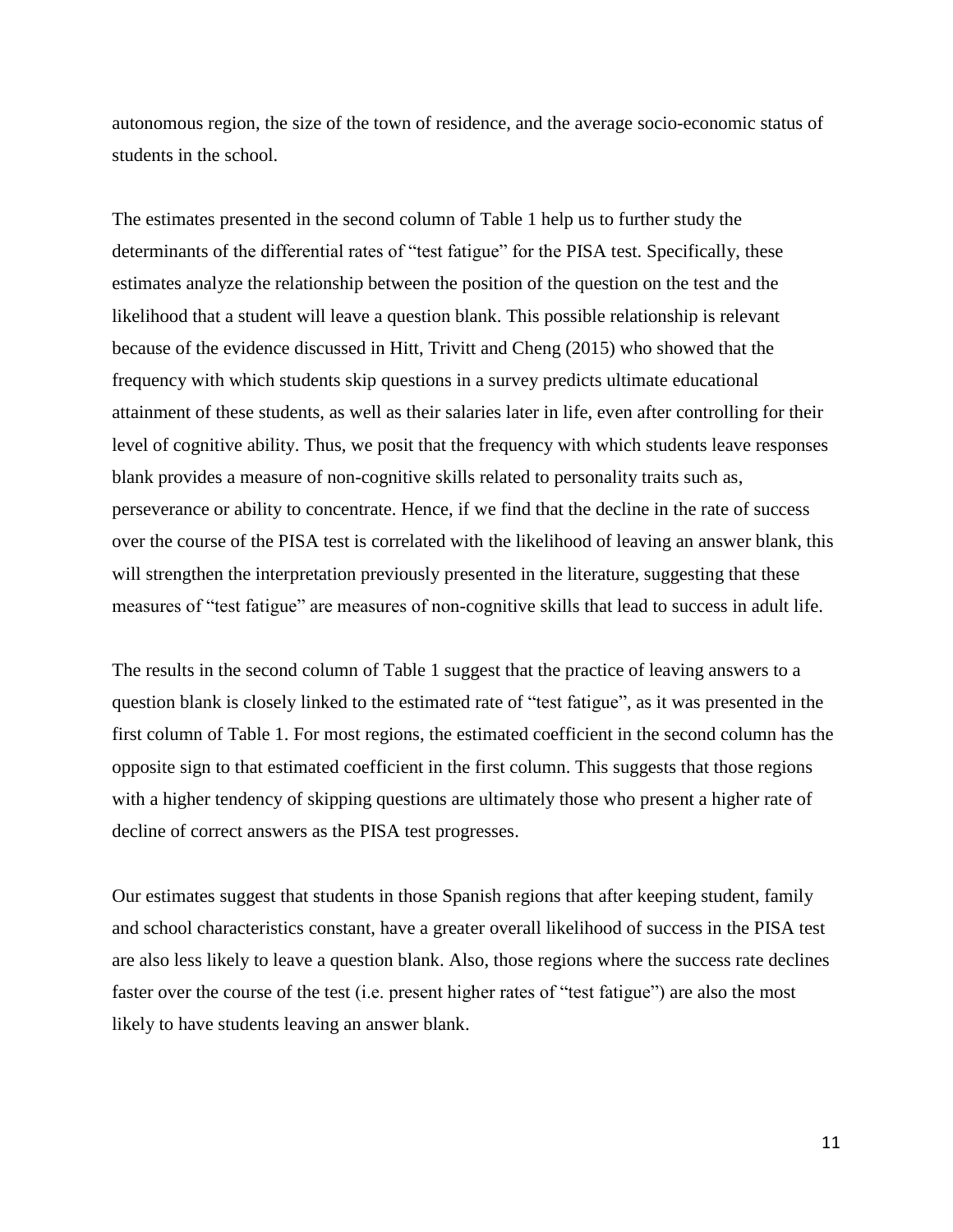autonomous region, the size of the town of residence, and the average socio-economic status of students in the school.

The estimates presented in the second column of Table 1 help us to further study the determinants of the differential rates of "test fatigue" for the PISA test. Specifically, these estimates analyze the relationship between the position of the question on the test and the likelihood that a student will leave a question blank. This possible relationship is relevant because of the evidence discussed in Hitt, Trivitt and Cheng (2015) who showed that the frequency with which students skip questions in a survey predicts ultimate educational attainment of these students, as well as their salaries later in life, even after controlling for their level of cognitive ability. Thus, we posit that the frequency with which students leave responses blank provides a measure of non-cognitive skills related to personality traits such as, perseverance or ability to concentrate. Hence, if we find that the decline in the rate of success over the course of the PISA test is correlated with the likelihood of leaving an answer blank, this will strengthen the interpretation previously presented in the literature, suggesting that these measures of "test fatigue" are measures of non-cognitive skills that lead to success in adult life.

The results in the second column of Table 1 suggest that the practice of leaving answers to a question blank is closely linked to the estimated rate of "test fatigue", as it was presented in the first column of Table 1. For most regions, the estimated coefficient in the second column has the opposite sign to that estimated coefficient in the first column. This suggests that those regions with a higher tendency of skipping questions are ultimately those who present a higher rate of decline of correct answers as the PISA test progresses.

Our estimates suggest that students in those Spanish regions that after keeping student, family and school characteristics constant, have a greater overall likelihood of success in the PISA test are also less likely to leave a question blank. Also, those regions where the success rate declines faster over the course of the test (i.e. present higher rates of "test fatigue") are also the most likely to have students leaving an answer blank.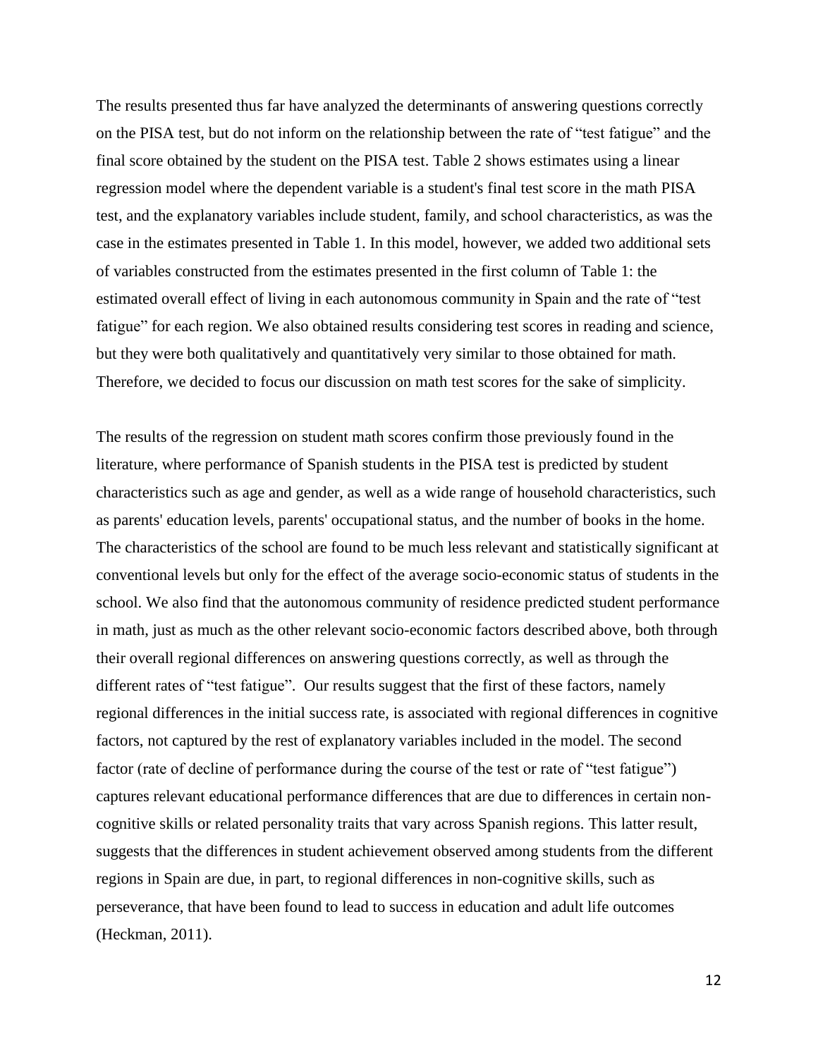The results presented thus far have analyzed the determinants of answering questions correctly on the PISA test, but do not inform on the relationship between the rate of "test fatigue" and the final score obtained by the student on the PISA test. Table 2 shows estimates using a linear regression model where the dependent variable is a student's final test score in the math PISA test, and the explanatory variables include student, family, and school characteristics, as was the case in the estimates presented in Table 1. In this model, however, we added two additional sets of variables constructed from the estimates presented in the first column of Table 1: the estimated overall effect of living in each autonomous community in Spain and the rate of "test fatigue" for each region. We also obtained results considering test scores in reading and science, but they were both qualitatively and quantitatively very similar to those obtained for math. Therefore, we decided to focus our discussion on math test scores for the sake of simplicity.

The results of the regression on student math scores confirm those previously found in the literature, where performance of Spanish students in the PISA test is predicted by student characteristics such as age and gender, as well as a wide range of household characteristics, such as parents' education levels, parents' occupational status, and the number of books in the home. The characteristics of the school are found to be much less relevant and statistically significant at conventional levels but only for the effect of the average socio-economic status of students in the school. We also find that the autonomous community of residence predicted student performance in math, just as much as the other relevant socio-economic factors described above, both through their overall regional differences on answering questions correctly, as well as through the different rates of "test fatigue". Our results suggest that the first of these factors, namely regional differences in the initial success rate, is associated with regional differences in cognitive factors, not captured by the rest of explanatory variables included in the model. The second factor (rate of decline of performance during the course of the test or rate of "test fatigue") captures relevant educational performance differences that are due to differences in certain non-cognitive skills or related personality traits that vary across Spanish regions. This latter result, suggests that the differences in student achievement observed among students from the different regions in Spain are due, in part, to regional differences in non-cognitive skills, such as perseverance, that have been found to lead to success in education and adult life outcomes (Heckman, 2011).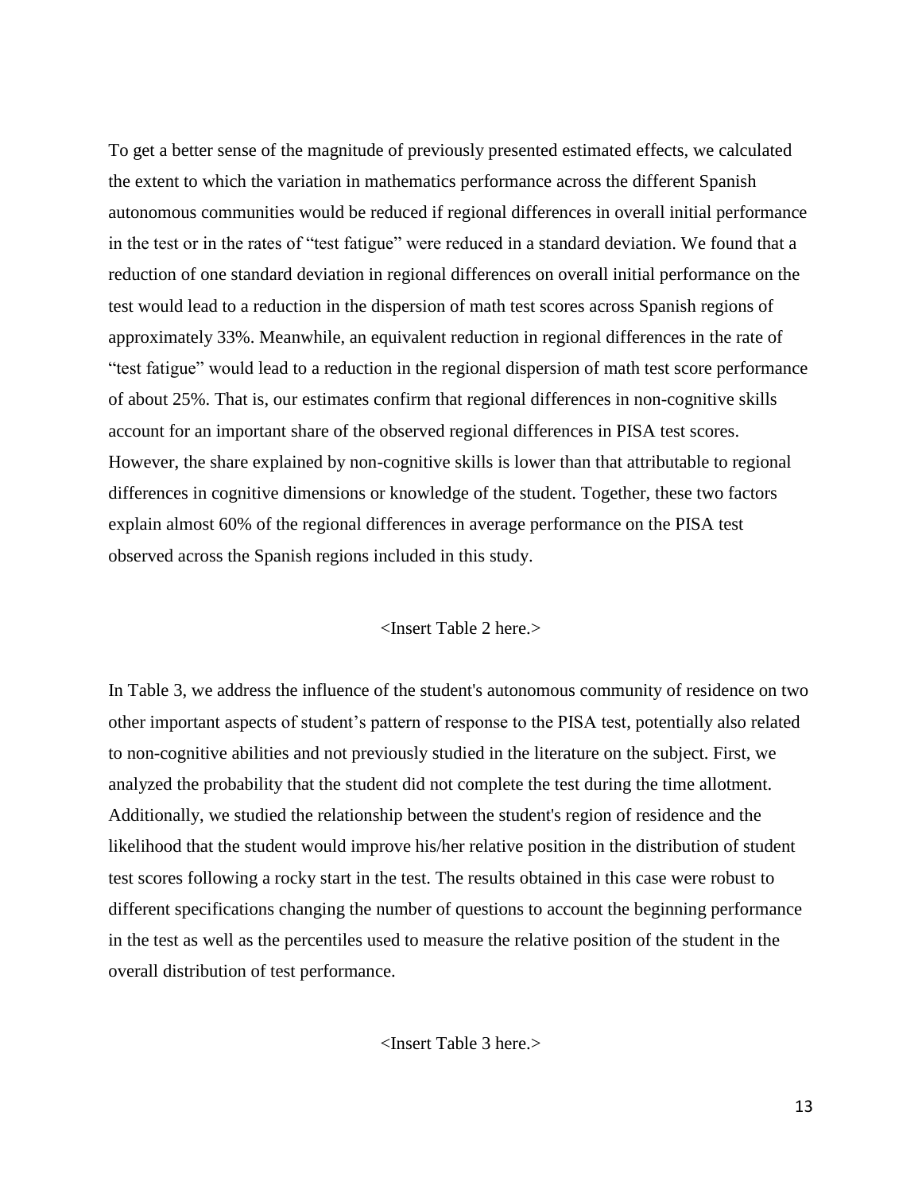To get a better sense of the magnitude of previously presented estimated effects, we calculated the extent to which the variation in mathematics performance across the different Spanish autonomous communities would be reduced if regional differences in overall initial performance in the test or in the rates of "test fatigue" were reduced in a standard deviation. We found that a reduction of one standard deviation in regional differences on overall initial performance on the test would lead to a reduction in the dispersion of math test scores across Spanish regions of approximately 33%. Meanwhile, an equivalent reduction in regional differences in the rate of "test fatigue" would lead to a reduction in the regional dispersion of math test score performance of about 25%. That is, our estimates confirm that regional differences in non-cognitive skills account for an important share of the observed regional differences in PISA test scores. However, the share explained by non-cognitive skills is lower than that attributable to regional differences in cognitive dimensions or knowledge of the student. Together, these two factors explain almost 60% of the regional differences in average performance on the PISA test observed across the Spanish regions included in this study.

<Insert Table 2 here.>

In Table 3, we address the influence of the student's autonomous community of residence on two other important aspects of student's pattern of response to the PISA test, potentially also related to non-cognitive abilities and not previously studied in the literature on the subject. First, we analyzed the probability that the student did not complete the test during the time allotment. Additionally, we studied the relationship between the student's region of residence and the likelihood that the student would improve his/her relative position in the distribution of student test scores following a rocky start in the test. The results obtained in this case were robust to different specifications changing the number of questions to account the beginning performance in the test as well as the percentiles used to measure the relative position of the student in the overall distribution of test performance.

<Insert Table 3 here.>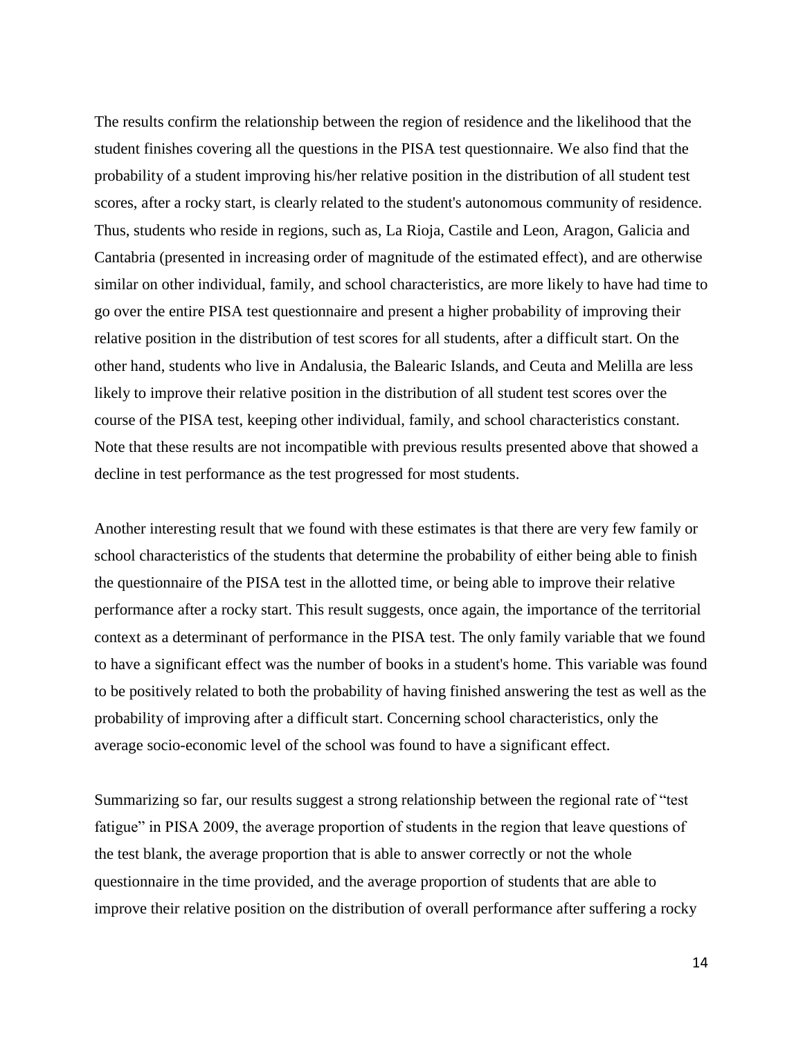The results confirm the relationship between the region of residence and the likelihood that the student finishes covering all the questions in the PISA test questionnaire. We also find that the probability of a student improving his/her relative position in the distribution of all student test scores, after a rocky start, is clearly related to the student's autonomous community of residence. Thus, students who reside in regions, such as, La Rioja, Castile and Leon, Aragon, Galicia and Cantabria (presented in increasing order of magnitude of the estimated effect), and are otherwise similar on other individual, family, and school characteristics, are more likely to have had time to go over the entire PISA test questionnaire and present a higher probability of improving their relative position in the distribution of test scores for all students, after a difficult start. On the other hand, students who live in Andalusia, the Balearic Islands, and Ceuta and Melilla are less likely to improve their relative position in the distribution of all student test scores over the course of the PISA test, keeping other individual, family, and school characteristics constant. Note that these results are not incompatible with previous results presented above that showed a decline in test performance as the test progressed for most students.

Another interesting result that we found with these estimates is that there are very few family or school characteristics of the students that determine the probability of either being able to finish the questionnaire of the PISA test in the allotted time, or being able to improve their relative performance after a rocky start. This result suggests, once again, the importance of the territorial context as a determinant of performance in the PISA test. The only family variable that we found to have a significant effect was the number of books in a student's home. This variable was found to be positively related to both the probability of having finished answering the test as well as the probability of improving after a difficult start. Concerning school characteristics, only the average socio-economic level of the school was found to have a significant effect.

Summarizing so far, our results suggest a strong relationship between the regional rate of "test fatigue" in PISA 2009, the average proportion of students in the region that leave questions of the test blank, the average proportion that is able to answer correctly or not the whole questionnaire in the time provided, and the average proportion of students that are able to improve their relative position on the distribution of overall performance after suffering a rocky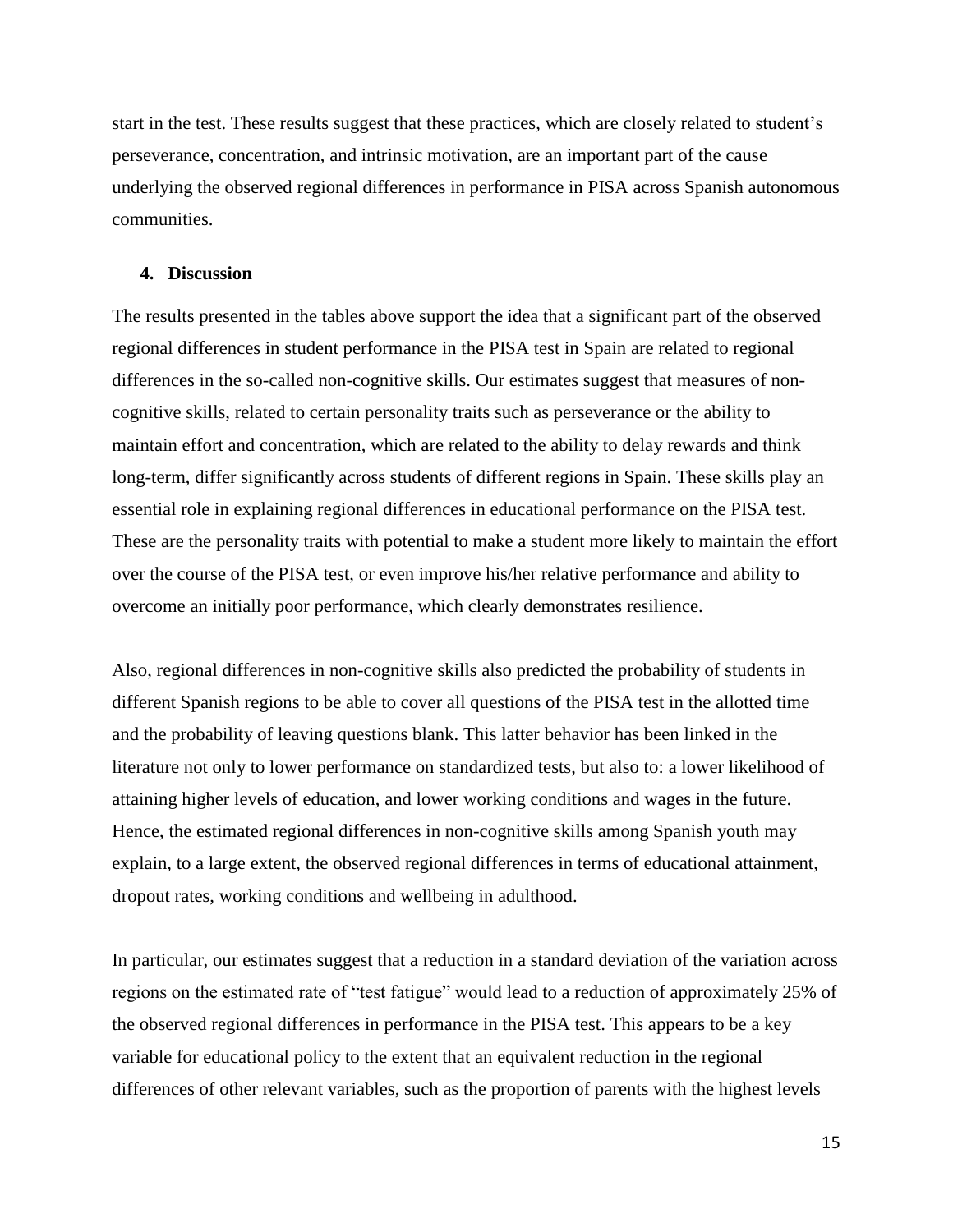start in the test. These results suggest that these practices, which are closely related to student's perseverance, concentration, and intrinsic motivation, are an important part of the cause underlying the observed regional differences in performance in PISA across Spanish autonomous communities.

## 4. Discussion

The results presented in the tables above support the idea that a significant part of the observed regional differences in student performance in the PISA test in Spain are related to regional differences in the so-called non-cognitive skills. Our estimates suggest that measures of non-cognitive skills, related to certain personality traits such as perseverance or the ability to maintain effort and concentration, which are related to the ability to delay rewards and think long-term, differ significantly across students of different regions in Spain. These skills play an essential role in explaining regional differences in educational performance on the PISA test. These are the personality traits with potential to make a student more likely to maintain the effort over the course of the PISA test, or even improve his/her relative performance and ability to overcome an initially poor performance, which clearly demonstrates resilience.

Also, regional differences in non-cognitive skills also predicted the probability of students in different Spanish regions to be able to cover all questions of the PISA test in the allotted time and the probability of leaving questions blank. This latter behavior has been linked in the literature not only to lower performance on standardized tests, but also to: a lower likelihood of attaining higher levels of education, and lower working conditions and wages in the future. Hence, the estimated regional differences in non-cognitive skills among Spanish youth may explain, to a large extent, the observed regional differences in terms of educational attainment, dropout rates, working conditions and wellbeing in adulthood.

In particular, our estimates suggest that a reduction in a standard deviation of the variation across regions on the estimated rate of "test fatigue" would lead to a reduction of approximately 25% of the observed regional differences in performance in the PISA test. This appears to be a key variable for educational policy to the extent that an equivalent reduction in the regional differences of other relevant variables, such as the proportion of parents with the highest levels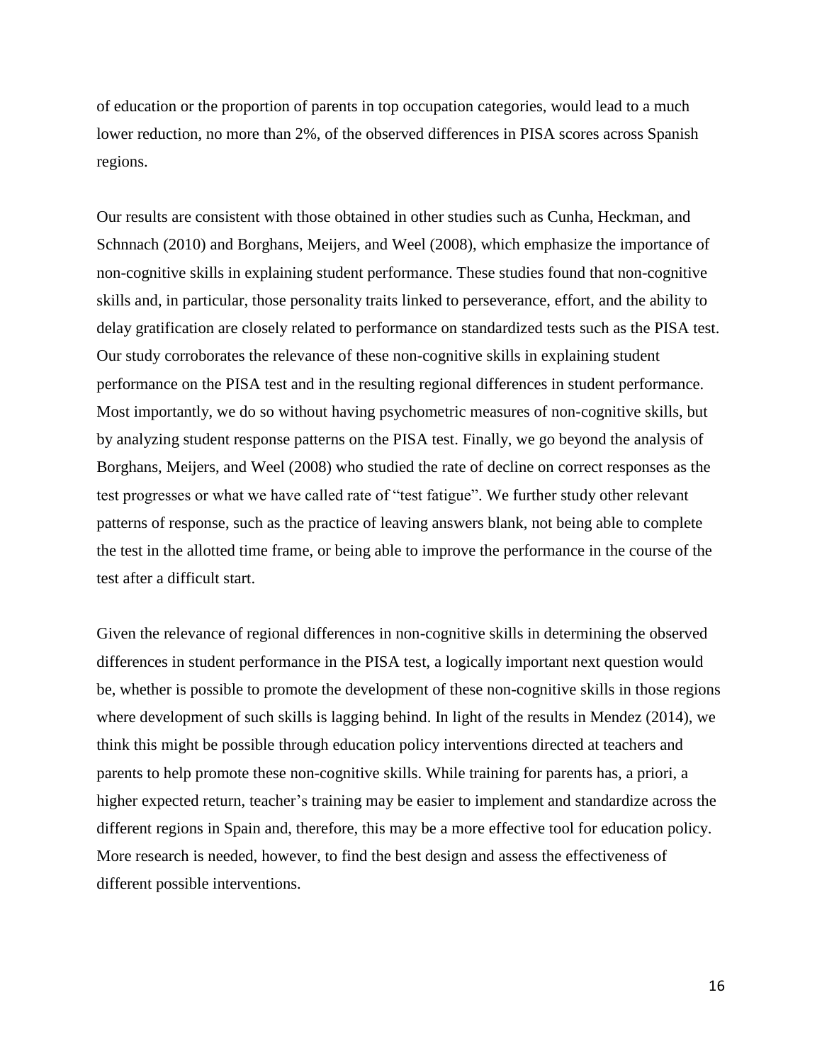of education or the proportion of parents in top occupation categories, would lead to a much lower reduction, no more than 2%, of the observed differences in PISA scores across Spanish regions.

Our results are consistent with those obtained in other studies such as Cunha, Heckman, and Schnnach (2010) and Borghans, Meijers, and Weel (2008), which emphasize the importance of non-cognitive skills in explaining student performance. These studies found that non-cognitive skills and, in particular, those personality traits linked to perseverance, effort, and the ability to delay gratification are closely related to performance on standardized tests such as the PISA test. Our study corroborates the relevance of these non-cognitive skills in explaining student performance on the PISA test and in the resulting regional differences in student performance. Most importantly, we do so without having psychometric measures of non-cognitive skills, but by analyzing student response patterns on the PISA test. Finally, we go beyond the analysis of Borghans, Meijers, and Weel (2008) who studied the rate of decline on correct responses as the test progresses or what we have called rate of "test fatigue". We further study other relevant patterns of response, such as the practice of leaving answers blank, not being able to complete the test in the allotted time frame, or being able to improve the performance in the course of the test after a difficult start.

Given the relevance of regional differences in non-cognitive skills in determining the observed differences in student performance in the PISA test, a logically important next question would be, whether is possible to promote the development of these non-cognitive skills in those regions where development of such skills is lagging behind. In light of the results in Mendez (2014), we think this might be possible through education policy interventions directed at teachers and parents to help promote these non-cognitive skills. While training for parents has, a priori, a higher expected return, teacher's training may be easier to implement and standardize across the different regions in Spain and, therefore, this may be a more effective tool for education policy. More research is needed, however, to find the best design and assess the effectiveness of different possible interventions.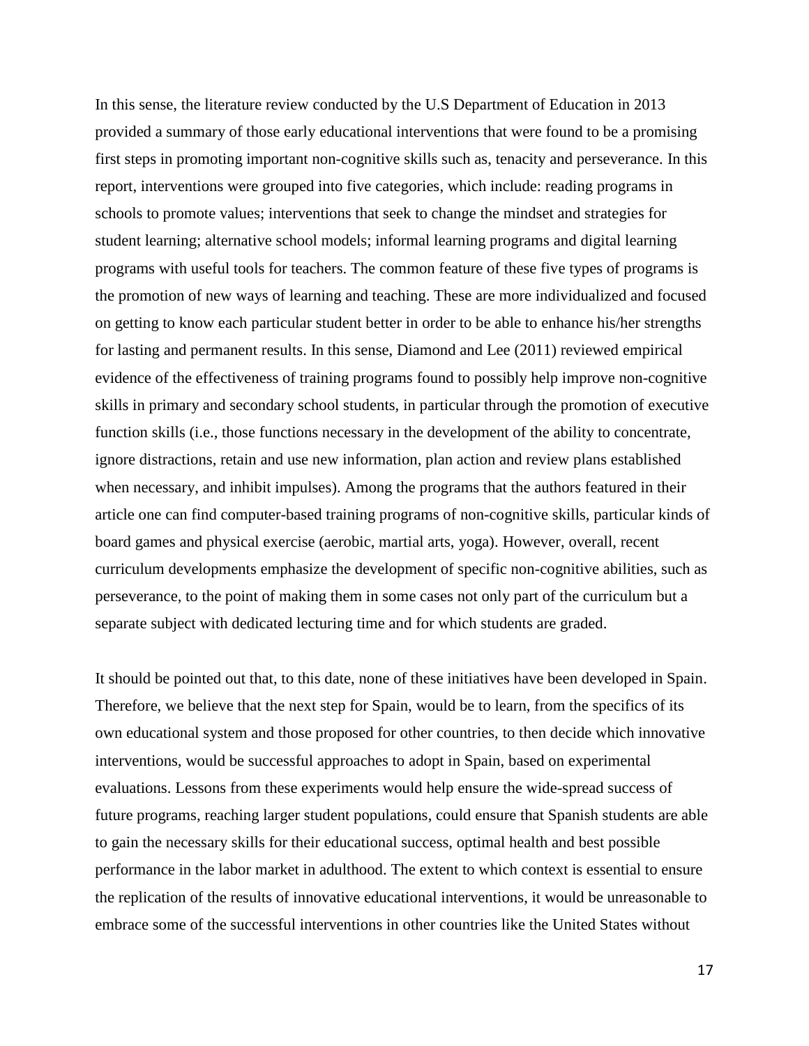In this sense, the literature review conducted by the U.S Department of Education in 2013 provided a summary of those early educational interventions that were found to be a promising first steps in promoting important non-cognitive skills such as, tenacity and perseverance. In this report, interventions were grouped into five categories, which include: reading programs in schools to promote values; interventions that seek to change the mindset and strategies for student learning; alternative school models; informal learning programs and digital learning programs with useful tools for teachers. The common feature of these five types of programs is the promotion of new ways of learning and teaching. These are more individualized and focused on getting to know each particular student better in order to be able to enhance his/her strengths for lasting and permanent results. In this sense, Diamond and Lee (2011) reviewed empirical evidence of the effectiveness of training programs found to possibly help improve non-cognitive skills in primary and secondary school students, in particular through the promotion of executive function skills (i.e., those functions necessary in the development of the ability to concentrate, ignore distractions, retain and use new information, plan action and review plans established when necessary, and inhibit impulses). Among the programs that the authors featured in their article one can find computer-based training programs of non-cognitive skills, particular kinds of board games and physical exercise (aerobic, martial arts, yoga). However, overall, recent curriculum developments emphasize the development of specific non-cognitive abilities, such as perseverance, to the point of making them in some cases not only part of the curriculum but a separate subject with dedicated lecturing time and for which students are graded.

It should be pointed out that, to this date, none of these initiatives have been developed in Spain. Therefore, we believe that the next step for Spain, would be to learn, from the specifics of its own educational system and those proposed for other countries, to then decide which innovative interventions, would be successful approaches to adopt in Spain, based on experimental evaluations. Lessons from these experiments would help ensure the wide-spread success of future programs, reaching larger student populations, could ensure that Spanish students are able to gain the necessary skills for their educational success, optimal health and best possible performance in the labor market in adulthood. The extent to which context is essential to ensure the replication of the results of innovative educational interventions, it would be unreasonable to embrace some of the successful interventions in other countries like the United States without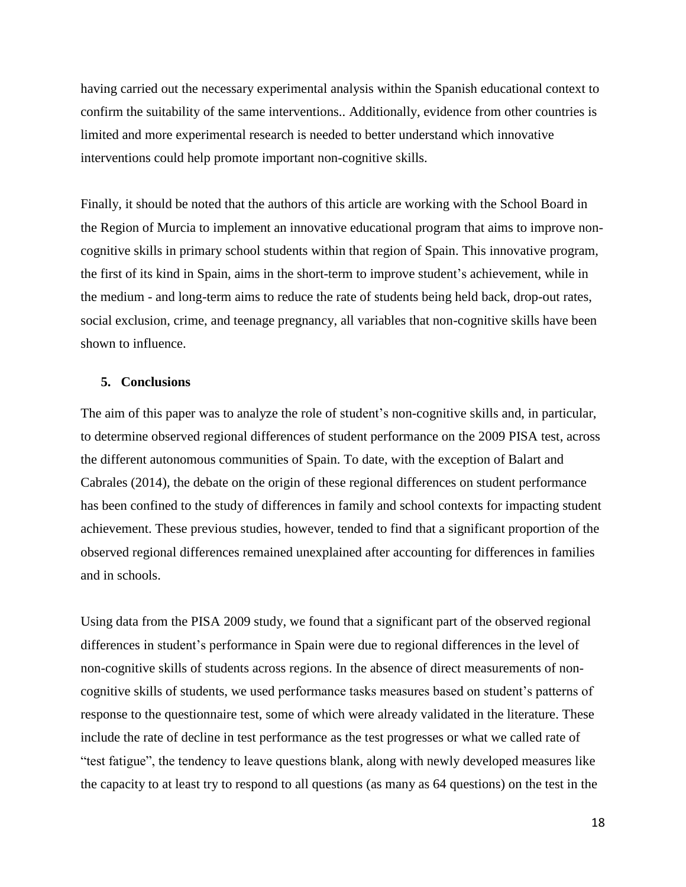having carried out the necessary experimental analysis within the Spanish educational context to confirm the suitability of the same interventions.. Additionally, evidence from other countries is limited and more experimental research is needed to better understand which innovative interventions could help promote important non-cognitive skills.

Finally, it should be noted that the authors of this article are working with the School Board in the Region of Murcia to implement an innovative educational program that aims to improve non-cognitive skills in primary school students within that region of Spain. This innovative program, the first of its kind in Spain, aims in the short-term to improve student's achievement, while in the medium - and long-term aims to reduce the rate of students being held back, drop-out rates, social exclusion, crime, and teenage pregnancy, all variables that non-cognitive skills have been shown to influence.

## 5. Conclusions

The aim of this paper was to analyze the role of student's non-cognitive skills and, in particular, to determine observed regional differences of student performance on the 2009 PISA test, across the different autonomous communities of Spain. To date, with the exception of Balart and Cabrales (2014), the debate on the origin of these regional differences on student performance has been confined to the study of differences in family and school contexts for impacting student achievement. These previous studies, however, tended to find that a significant proportion of the observed regional differences remained unexplained after accounting for differences in families and in schools.

Using data from the PISA 2009 study, we found that a significant part of the observed regional differences in student's performance in Spain were due to regional differences in the level of non-cognitive skills of students across regions. In the absence of direct measurements of non-cognitive skills of students, we used performance tasks measures based on student's patterns of response to the questionnaire test, some of which were already validated in the literature. These include the rate of decline in test performance as the test progresses or what we called rate of "test fatigue", the tendency to leave questions blank, along with newly developed measures like the capacity to at least try to respond to all questions (as many as 64 questions) on the test in the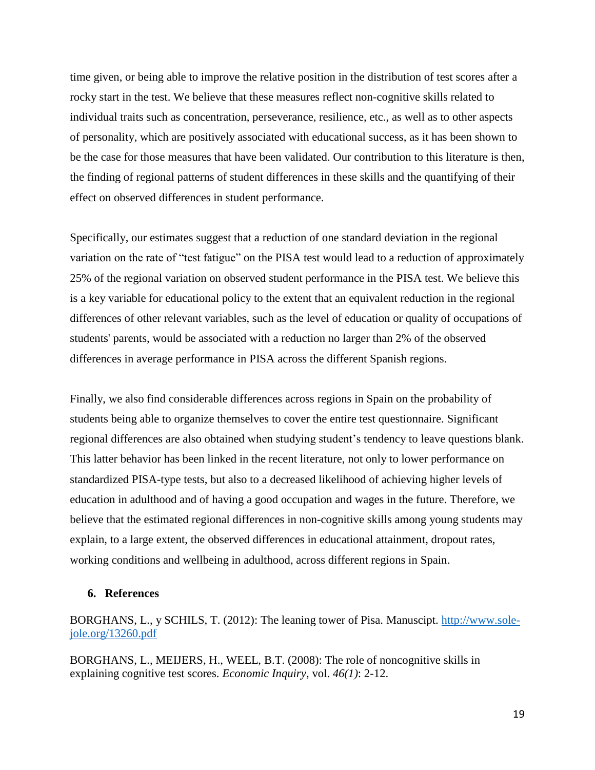time given, or being able to improve the relative position in the distribution of test scores after a rocky start in the test. We believe that these measures reflect non-cognitive skills related to individual traits such as concentration, perseverance, resilience, etc., as well as to other aspects of personality, which are positively associated with educational success, as it has been shown to be the case for those measures that have been validated. Our contribution to this literature is then, the finding of regional patterns of student differences in these skills and the quantifying of their effect on observed differences in student performance.

Specifically, our estimates suggest that a reduction of one standard deviation in the regional variation on the rate of "test fatigue" on the PISA test would lead to a reduction of approximately 25% of the regional variation on observed student performance in the PISA test. We believe this is a key variable for educational policy to the extent that an equivalent reduction in the regional differences of other relevant variables, such as the level of education or quality of occupations of students' parents, would be associated with a reduction no larger than 2% of the observed differences in average performance in PISA across the different Spanish regions.

Finally, we also find considerable differences across regions in Spain on the probability of students being able to organize themselves to cover the entire test questionnaire. Significant regional differences are also obtained when studying student's tendency to leave questions blank. This latter behavior has been linked in the recent literature, not only to lower performance on standardized PISA-type tests, but also to a decreased likelihood of achieving higher levels of education in adulthood and of having a good occupation and wages in the future. Therefore, we believe that the estimated regional differences in non-cognitive skills among young students may explain, to a large extent, the observed differences in educational attainment, dropout rates, working conditions and wellbeing in adulthood, across different regions in Spain.

## 6. References

BORGHANS, L., y SCHILS, T. (2012): The leaning tower of Pisa. Manuscipt. http://www.sole-jole.org/13260.pdf

BORGHANS, L., MEIJERS, H., WEEL, B.T. (2008): The role of noncognitive skills in explaining cognitive test scores. *Economic Inquiry*, vol. *46(1)*: 2-12.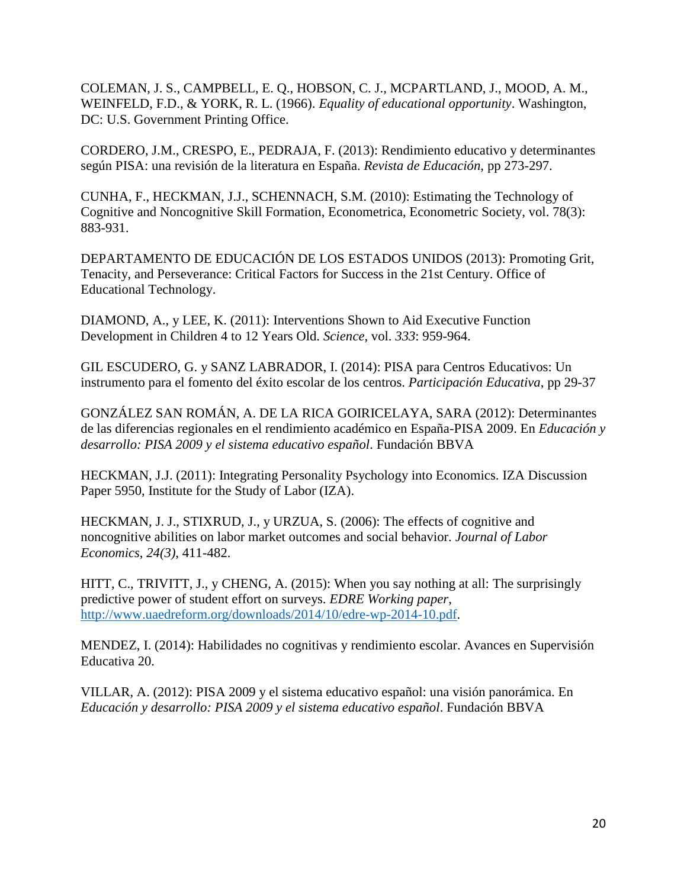COLEMAN, J. S., CAMPBELL, E. Q., HOBSON, C. J., MCPARTLAND, J., MOOD, A. M., WEINFELD, F.D., & YORK, R. L. (1966). *Equality of educational opportunity*. Washington, DC: U.S. Government Printing Office.

CORDERO, J.M., CRESPO, E., PEDRAJA, F. (2013): Rendimiento educativo y determinantes según PISA: una revisión de la literatura en España. *Revista de Educación*, pp 273-297.

CUNHA, F., HECKMAN, J.J., SCHENNACH, S.M. (2010): Estimating the Technology of Cognitive and Noncognitive Skill Formation, Econometrica, Econometric Society, vol. 78(3): 883-931.

DEPARTAMENTO DE EDUCACIÓN DE LOS ESTADOS UNIDOS (2013): Promoting Grit, Tenacity, and Perseverance: Critical Factors for Success in the 21st Century. Office of Educational Technology.

DIAMOND, A., y LEE, K. (2011): Interventions Shown to Aid Executive Function Development in Children 4 to 12 Years Old. *Science*, vol. *333*: 959-964.

GIL ESCUDERO, G. y SANZ LABRADOR, I. (2014): PISA para Centros Educativos: Un instrumento para el fomento del éxito escolar de los centros. *Participación Educativa*, pp 29-37

GONZÁLEZ SAN ROMÁN, A. DE LA RICA GOIRICELAYA, SARA (2012): Determinantes de las diferencias regionales en el rendimiento académico en España-PISA 2009. En *Educación y desarrollo: PISA 2009 y el sistema educativo español*. Fundación BBVA

HECKMAN, J.J. (2011): Integrating Personality Psychology into Economics. IZA Discussion Paper 5950, Institute for the Study of Labor (IZA).

HECKMAN, J. J., STIXRUD, J., y URZUA, S. (2006): The effects of cognitive and noncognitive abilities on labor market outcomes and social behavior. *Journal of Labor Economics*, *24(3)*, 411-482.

HITT, C., TRIVITT, J., y CHENG, A. (2015): When you say nothing at all: The surprisingly predictive power of student effort on surveys. *EDRE Working paper*, http://www.uaedreform.org/downloads/2014/10/edre-wp-2014-10.pdf.

MENDEZ, I. (2014): Habilidades no cognitivas y rendimiento escolar. Avances en Supervisión Educativa 20.

VILLAR, A. (2012): PISA 2009 y el sistema educativo español: una visión panorámica. En *Educación y desarrollo: PISA 2009 y el sistema educativo español*. Fundación BBVA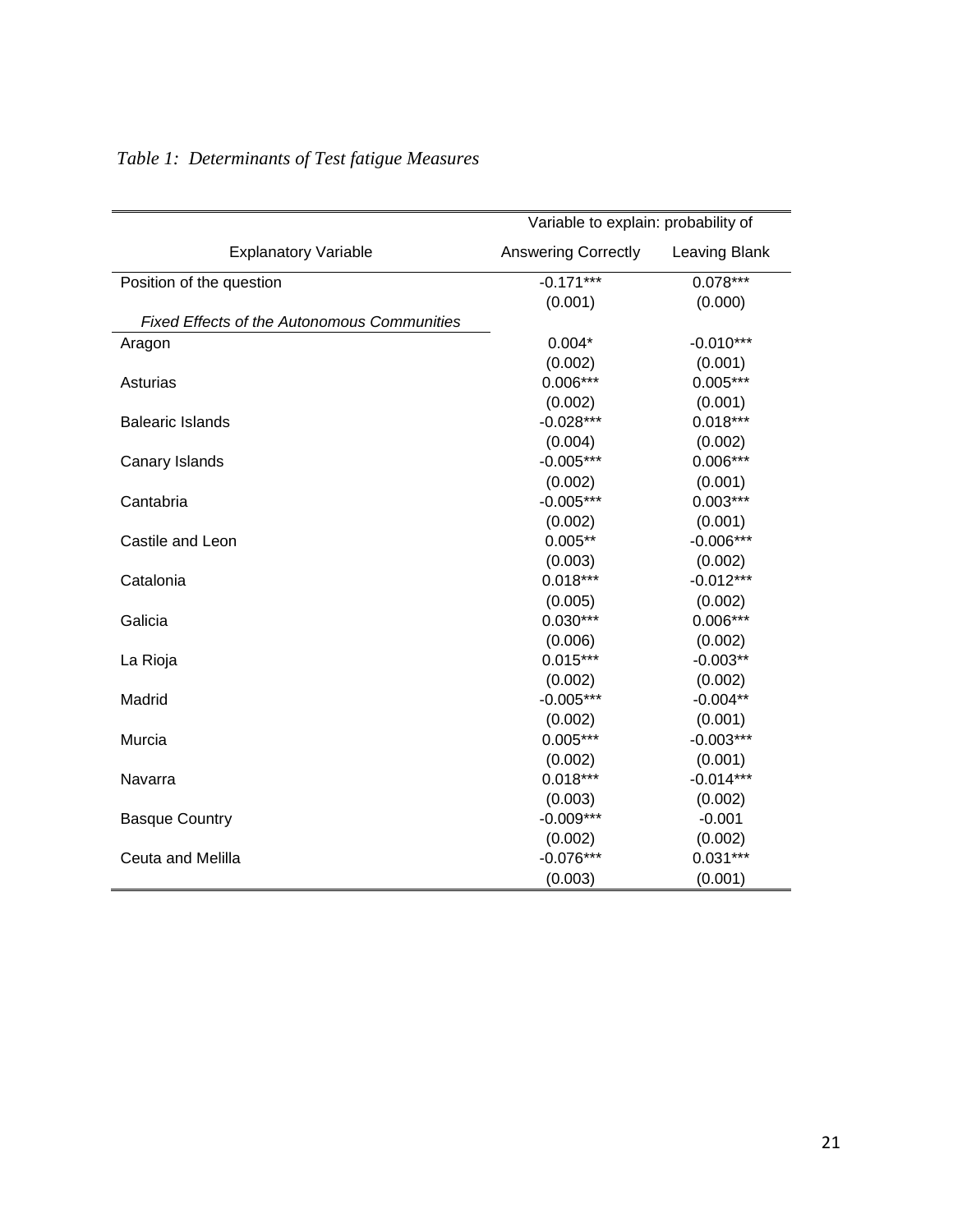*Table 1: Determinants of Test fatigue Measures*

| Explanatory Variable | Variable to explain: probability of Answering Correctly | Leaving Blank |
|---|---|---|
| Position of the question | -0.171*** | 0.078*** |
| | (0.001) | (0.000) |
| *Fixed Effects of the Autonomous Communities* | | |
| Aragon | 0.004* | -0.010*** |
| | (0.002) | (0.001) |
| Asturias | 0.006*** | 0.005*** |
| | (0.002) | (0.001) |
| Balearic Islands | -0.028*** | 0.018*** |
| | (0.004) | (0.002) |
| Canary Islands | -0.005*** | 0.006*** |
| | (0.002) | (0.001) |
| Cantabria | -0.005*** | 0.003*** |
| | (0.002) | (0.001) |
| Castile and Leon | 0.005** | -0.006*** |
| | (0.003) | (0.002) |
| Catalonia | 0.018*** | -0.012*** |
| | (0.005) | (0.002) |
| Galicia | 0.030*** | 0.006*** |
| | (0.006) | (0.002) |
| La Rioja | 0.015*** | -0.003** |
| | (0.002) | (0.002) |
| Madrid | -0.005*** | -0.004** |
| | (0.002) | (0.001) |
| Murcia | 0.005*** | -0.003*** |
| | (0.002) | (0.001) |
| Navarra | 0.018*** | -0.014*** |
| | (0.003) | (0.002) |
| Basque Country | -0.009*** | -0.001 |
| | (0.002) | (0.002) |
| Ceuta and Melilla | -0.076*** | 0.031*** |
| | (0.003) | (0.001) |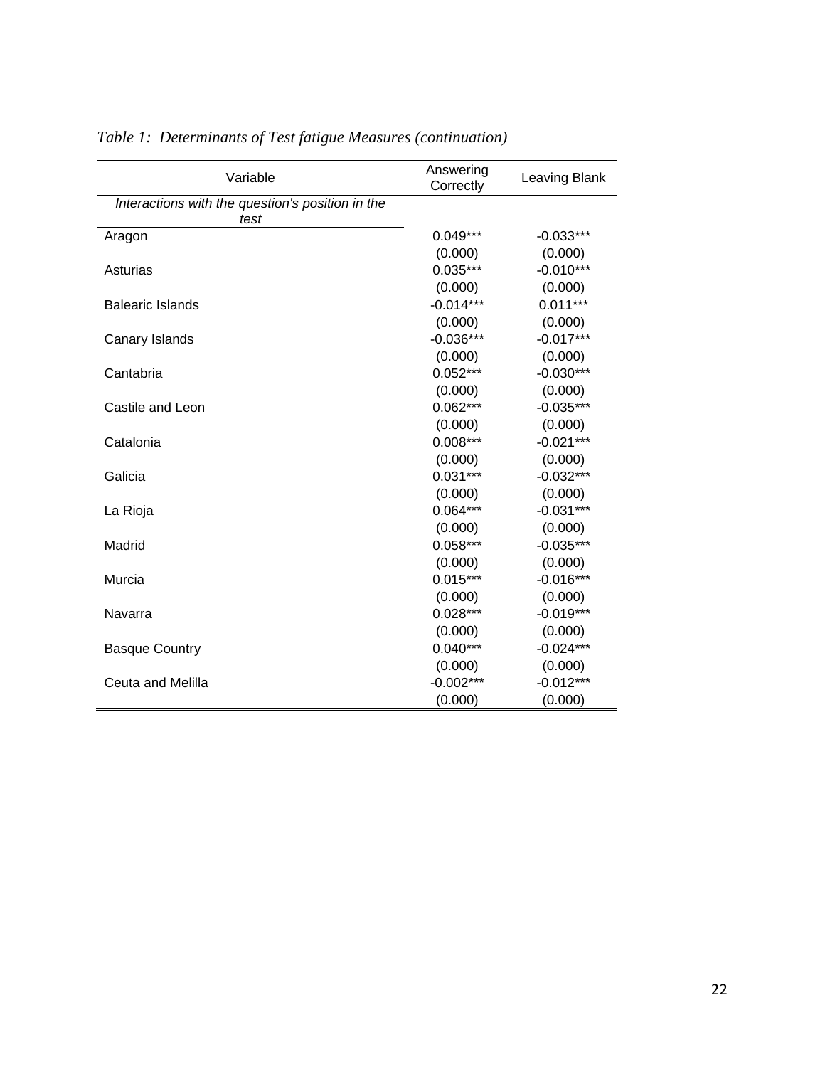*Table 1: Determinants of Test fatigue Measures (continuation)*

| Variable | Answering Correctly | Leaving Blank |
|---|---|---|
| *Interactions with the question's position in the test* | | |
| Aragon | 0.049*** | -0.033*** |
| | (0.000) | (0.000) |
| Asturias | 0.035*** | -0.010*** |
| | (0.000) | (0.000) |
| Balearic Islands | -0.014*** | 0.011*** |
| | (0.000) | (0.000) |
| Canary Islands | -0.036*** | -0.017*** |
| | (0.000) | (0.000) |
| Cantabria | 0.052*** | -0.030*** |
| | (0.000) | (0.000) |
| Castile and Leon | 0.062*** | -0.035*** |
| | (0.000) | (0.000) |
| Catalonia | 0.008*** | -0.021*** |
| | (0.000) | (0.000) |
| Galicia | 0.031*** | -0.032*** |
| | (0.000) | (0.000) |
| La Rioja | 0.064*** | -0.031*** |
| | (0.000) | (0.000) |
| Madrid | 0.058*** | -0.035*** |
| | (0.000) | (0.000) |
| Murcia | 0.015*** | -0.016*** |
| | (0.000) | (0.000) |
| Navarra | 0.028*** | -0.019*** |
| | (0.000) | (0.000) |
| Basque Country | 0.040*** | -0.024*** |
| | (0.000) | (0.000) |
| Ceuta and Melilla | -0.002*** | -0.012*** |
| | (0.000) | (0.000) |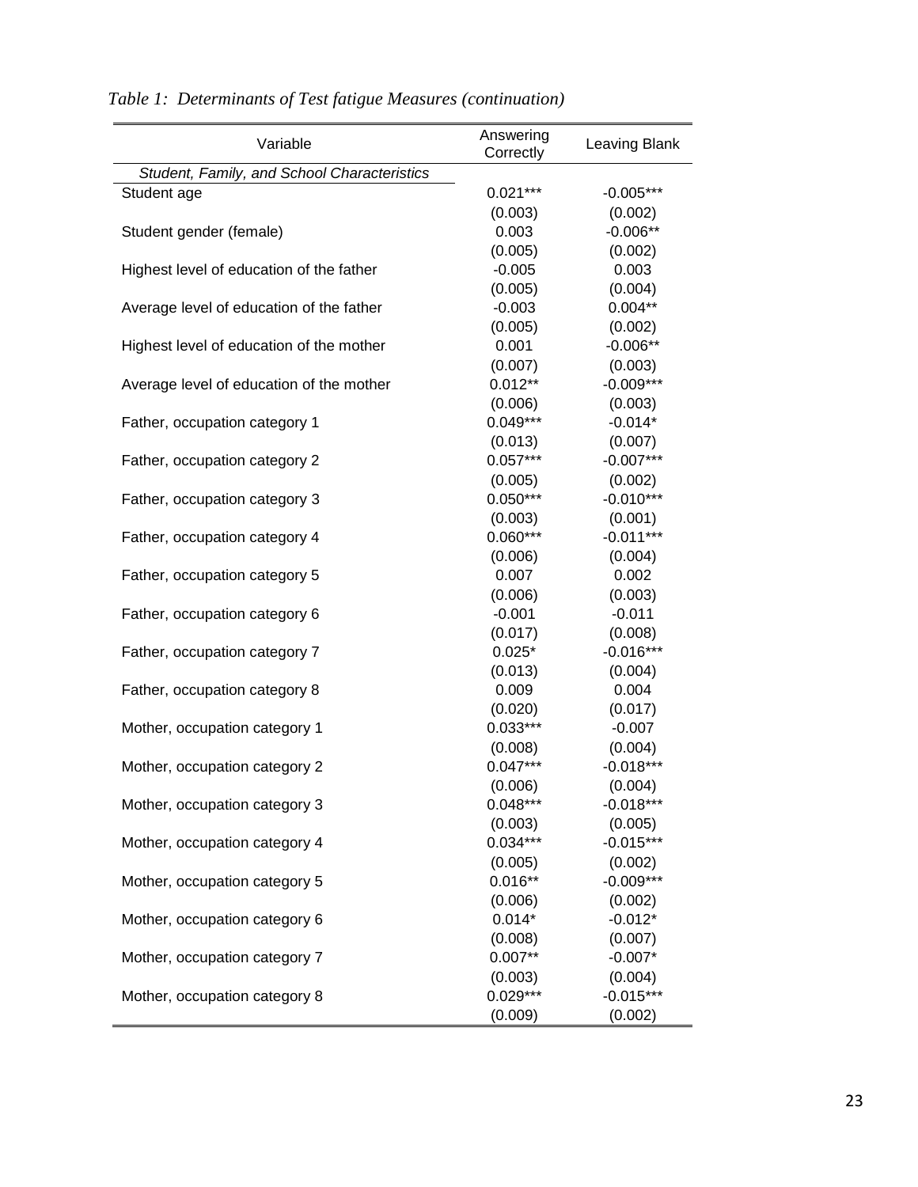*Table 1: Determinants of Test fatigue Measures (continuation)*

| Variable | Answering Correctly | Leaving Blank |
|---|---|---|
| *Student, Family, and School Characteristics* | | |
| Student age | 0.021*** | -0.005*** |
| | (0.003) | (0.002) |
| Student gender (female) | 0.003 | -0.006** |
| | (0.005) | (0.002) |
| Highest level of education of the father | -0.005 | 0.003 |
| | (0.005) | (0.004) |
| Average level of education of the father | -0.003 | 0.004** |
| | (0.005) | (0.002) |
| Highest level of education of the mother | 0.001 | -0.006** |
| | (0.007) | (0.003) |
| Average level of education of the mother | 0.012** | -0.009*** |
| | (0.006) | (0.003) |
| Father, occupation category 1 | 0.049*** | -0.014* |
| | (0.013) | (0.007) |
| Father, occupation category 2 | 0.057*** | -0.007*** |
| | (0.005) | (0.002) |
| Father, occupation category 3 | 0.050*** | -0.010*** |
| | (0.003) | (0.001) |
| Father, occupation category 4 | 0.060*** | -0.011*** |
| | (0.006) | (0.004) |
| Father, occupation category 5 | 0.007 | 0.002 |
| | (0.006) | (0.003) |
| Father, occupation category 6 | -0.001 | -0.011 |
| | (0.017) | (0.008) |
| Father, occupation category 7 | 0.025* | -0.016*** |
| | (0.013) | (0.004) |
| Father, occupation category 8 | 0.009 | 0.004 |
| | (0.020) | (0.017) |
| Mother, occupation category 1 | 0.033*** | -0.007 |
| | (0.008) | (0.004) |
| Mother, occupation category 2 | 0.047*** | -0.018*** |
| | (0.006) | (0.004) |
| Mother, occupation category 3 | 0.048*** | -0.018*** |
| | (0.003) | (0.005) |
| Mother, occupation category 4 | 0.034*** | -0.015*** |
| | (0.005) | (0.002) |
| Mother, occupation category 5 | 0.016** | -0.009*** |
| | (0.006) | (0.002) |
| Mother, occupation category 6 | 0.014* | -0.012* |
| | (0.008) | (0.007) |
| Mother, occupation category 7 | 0.007** | -0.007* |
| | (0.003) | (0.004) |
| Mother, occupation category 8 | 0.029*** | -0.015*** |
| | (0.009) | (0.002) |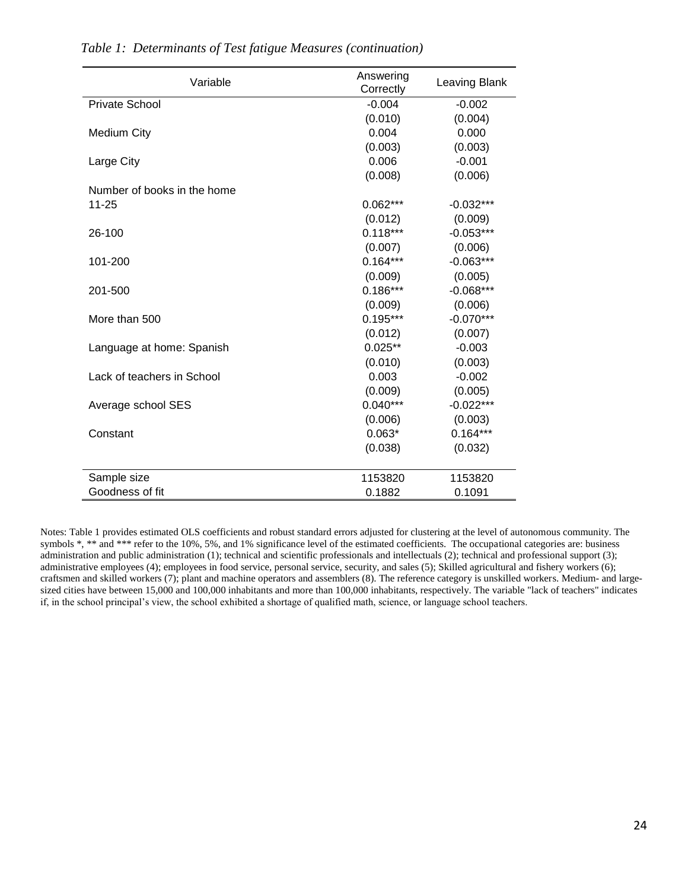*Table 1: Determinants of Test fatigue Measures (continuation)*

| Variable | Answering Correctly | Leaving Blank |
|---|---|---|
| Private School | -0.004 | -0.002 |
| | (0.010) | (0.004) |
| Medium City | 0.004 | 0.000 |
| | (0.003) | (0.003) |
| Large City | 0.006 | -0.001 |
| | (0.008) | (0.006) |
| Number of books in the home | | |
| 11-25 | 0.062*** | -0.032*** |
| | (0.012) | (0.009) |
| 26-100 | 0.118*** | -0.053*** |
| | (0.007) | (0.006) |
| 101-200 | 0.164*** | -0.063*** |
| | (0.009) | (0.005) |
| 201-500 | 0.186*** | -0.068*** |
| | (0.009) | (0.006) |
| More than 500 | 0.195*** | -0.070*** |
| | (0.012) | (0.007) |
| Language at home: Spanish | 0.025** | -0.003 |
| | (0.010) | (0.003) |
| Lack of teachers in School | 0.003 | -0.002 |
| | (0.009) | (0.005) |
| Average school SES | 0.040*** | -0.022*** |
| | (0.006) | (0.003) |
| Constant | 0.063* | 0.164*** |
| | (0.038) | (0.032) |
| Sample size | 1153820 | 1153820 |
| Goodness of fit | 0.1882 | 0.1091 |

Notes: Table 1 provides estimated OLS coefficients and robust standard errors adjusted for clustering at the level of autonomous community. The symbols *, ** and *** refer to the 10%, 5%, and 1% significance level of the estimated coefficients. The occupational categories are: business administration and public administration (1); technical and scientific professionals and intellectuals (2); technical and professional support (3); administrative employees (4); employees in food service, personal service, security, and sales (5); Skilled agricultural and fishery workers (6); craftsmen and skilled workers (7); plant and machine operators and assemblers (8). The reference category is unskilled workers. Medium- and large-sized cities have between 15,000 and 100,000 inhabitants and more than 100,000 inhabitants, respectively. The variable "lack of teachers" indicates if, in the school principal's view, the school exhibited a shortage of qualified math, science, or language school teachers.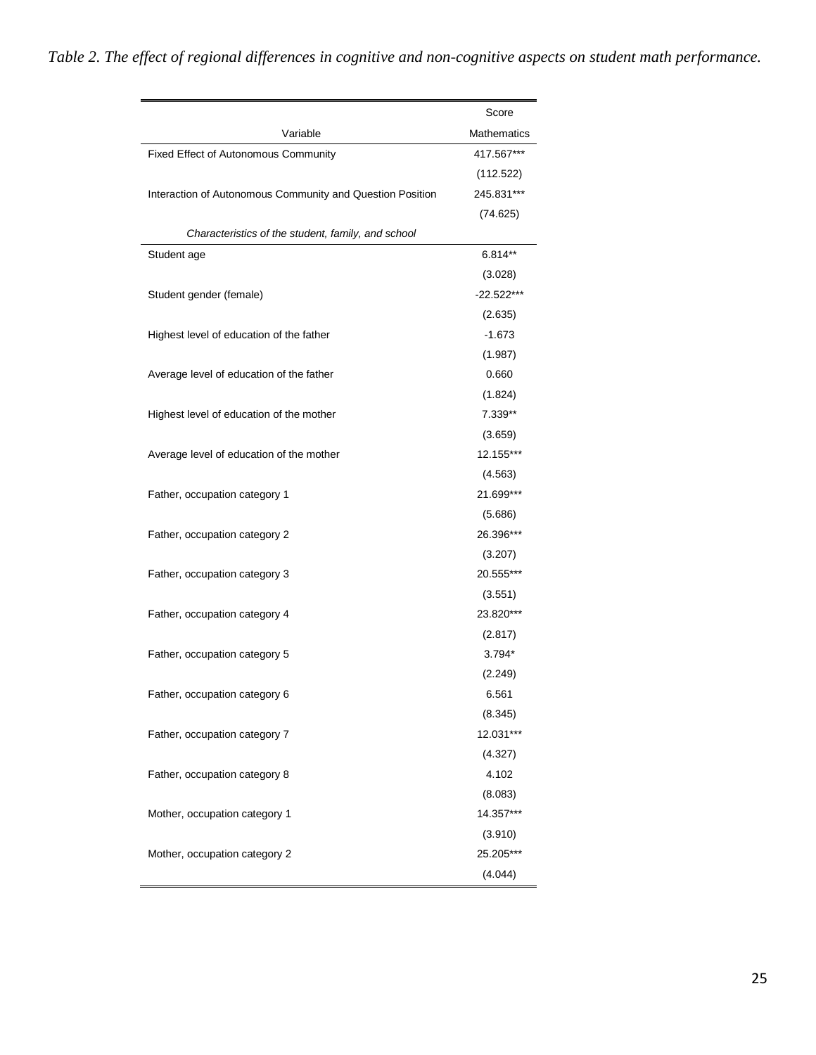*Table 2. The effect of regional differences in cognitive and non-cognitive aspects on student math performance.*

| Variable | Score Mathematics |
|---|---|
| Fixed Effect of Autonomous Community | 417.567*** |
| | (112.522) |
| Interaction of Autonomous Community and Question Position | 245.831*** |
| | (74.625) |
| *Characteristics of the student, family, and school* | |
| Student age | 6.814** |
| | (3.028) |
| Student gender (female) | -22.522*** |
| | (2.635) |
| Highest level of education of the father | -1.673 |
| | (1.987) |
| Average level of education of the father | 0.660 |
| | (1.824) |
| Highest level of education of the mother | 7.339** |
| | (3.659) |
| Average level of education of the mother | 12.155*** |
| | (4.563) |
| Father, occupation category 1 | 21.699*** |
| | (5.686) |
| Father, occupation category 2 | 26.396*** |
| | (3.207) |
| Father, occupation category 3 | 20.555*** |
| | (3.551) |
| Father, occupation category 4 | 23.820*** |
| | (2.817) |
| Father, occupation category 5 | 3.794* |
| | (2.249) |
| Father, occupation category 6 | 6.561 |
| | (8.345) |
| Father, occupation category 7 | 12.031*** |
| | (4.327) |
| Father, occupation category 8 | 4.102 |
| | (8.083) |
| Mother, occupation category 1 | 14.357*** |
| | (3.910) |
| Mother, occupation category 2 | 25.205*** |
| | (4.044) |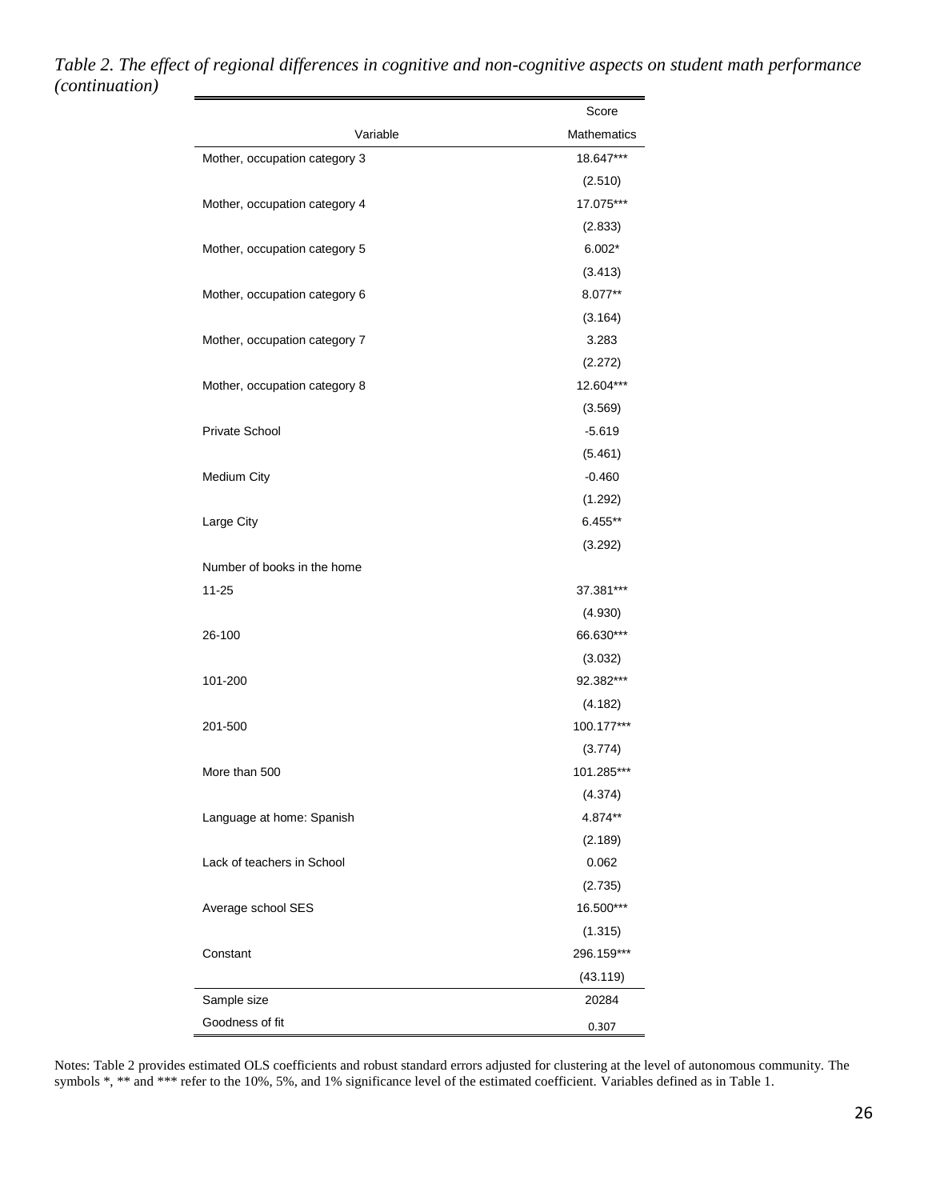*Table 2. The effect of regional differences in cognitive and non-cognitive aspects on student math performance (continuation)*

| Variable | Score Mathematics |
|---|---|
| Mother, occupation category 3 | 18.647*** |
| | (2.510) |
| Mother, occupation category 4 | 17.075*** |
| | (2.833) |
| Mother, occupation category 5 | 6.002* |
| | (3.413) |
| Mother, occupation category 6 | 8.077** |
| | (3.164) |
| Mother, occupation category 7 | 3.283 |
| | (2.272) |
| Mother, occupation category 8 | 12.604*** |
| | (3.569) |
| Private School | -5.619 |
| | (5.461) |
| Medium City | -0.460 |
| | (1.292) |
| Large City | 6.455** |
| | (3.292) |
| Number of books in the home | |
| 11-25 | 37.381*** |
| | (4.930) |
| 26-100 | 66.630*** |
| | (3.032) |
| 101-200 | 92.382*** |
| | (4.182) |
| 201-500 | 100.177*** |
| | (3.774) |
| More than 500 | 101.285*** |
| | (4.374) |
| Language at home: Spanish | 4.874** |
| | (2.189) |
| Lack of teachers in School | 0.062 |
| | (2.735) |
| Average school SES | 16.500*** |
| | (1.315) |
| Constant | 296.159*** |
| | (43.119) |
| Sample size | 20284 |
| Goodness of fit | 0.307 |

Notes: Table 2 provides estimated OLS coefficients and robust standard errors adjusted for clustering at the level of autonomous community. The symbols *, ** and *** refer to the 10%, 5%, and 1% significance level of the estimated coefficient. Variables defined as in Table 1.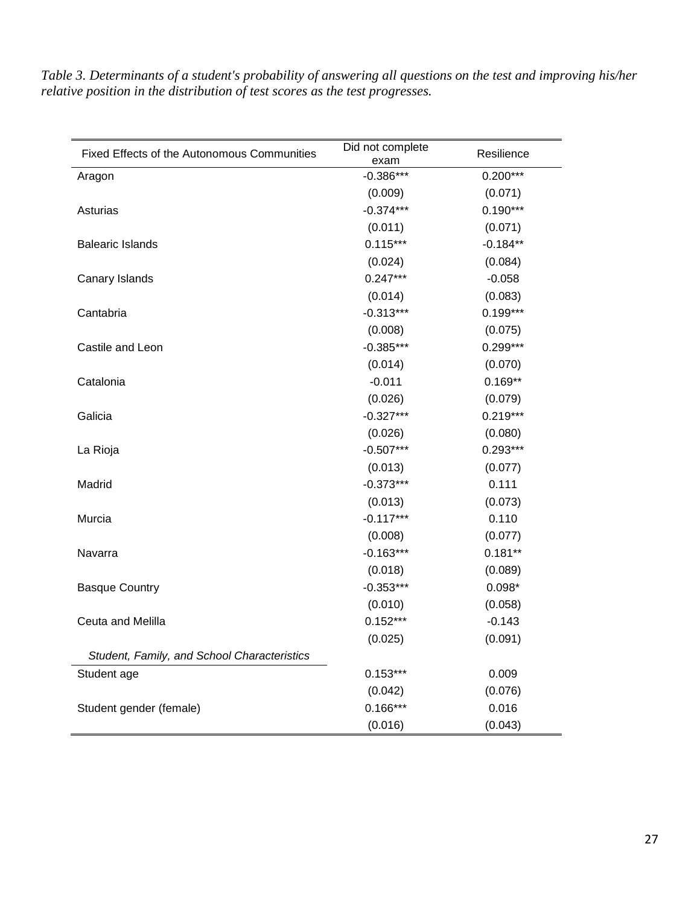*Table 3. Determinants of a student's probability of answering all questions on the test and improving his/her relative position in the distribution of test scores as the test progresses.*

| Fixed Effects of the Autonomous Communities | Did not complete exam | Resilience |
|---|---|---|
| Aragon | -0.386*** | 0.200*** |
| | (0.009) | (0.071) |
| Asturias | -0.374*** | 0.190*** |
| | (0.011) | (0.071) |
| Balearic Islands | 0.115*** | -0.184** |
| | (0.024) | (0.084) |
| Canary Islands | 0.247*** | -0.058 |
| | (0.014) | (0.083) |
| Cantabria | -0.313*** | 0.199*** |
| | (0.008) | (0.075) |
| Castile and Leon | -0.385*** | 0.299*** |
| | (0.014) | (0.070) |
| Catalonia | -0.011 | 0.169** |
| | (0.026) | (0.079) |
| Galicia | -0.327*** | 0.219*** |
| | (0.026) | (0.080) |
| La Rioja | -0.507*** | 0.293*** |
| | (0.013) | (0.077) |
| Madrid | -0.373*** | 0.111 |
| | (0.013) | (0.073) |
| Murcia | -0.117*** | 0.110 |
| | (0.008) | (0.077) |
| Navarra | -0.163*** | 0.181** |
| | (0.018) | (0.089) |
| Basque Country | -0.353*** | 0.098* |
| | (0.010) | (0.058) |
| Ceuta and Melilla | 0.152*** | -0.143 |
| | (0.025) | (0.091) |
| *Student, Family, and School Characteristics* | | |
| Student age | 0.153*** | 0.009 |
| | (0.042) | (0.076) |
| Student gender (female) | 0.166*** | 0.016 |
| | (0.016) | (0.043) |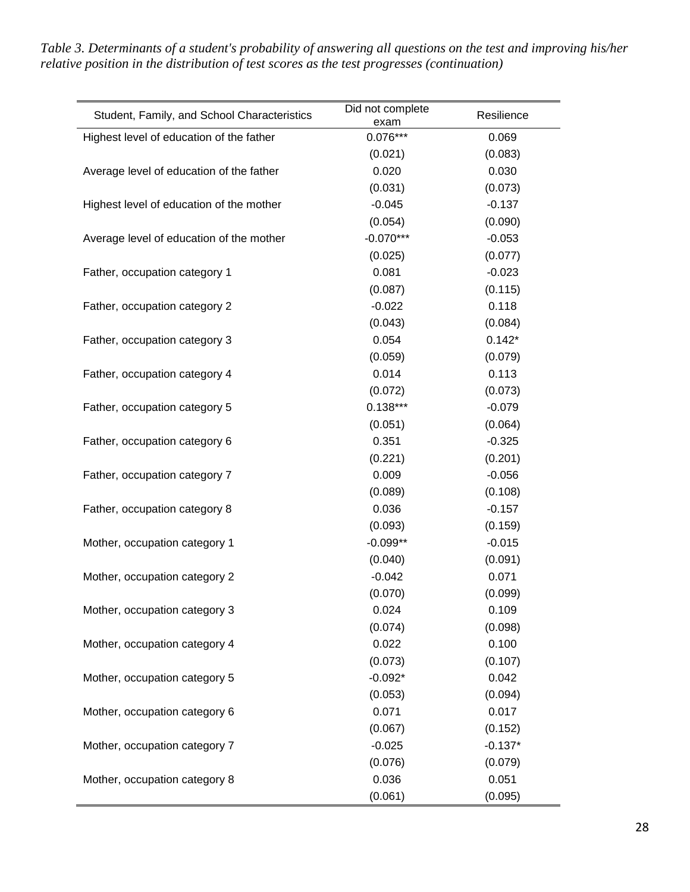*Table 3. Determinants of a student's probability of answering all questions on the test and improving his/her relative position in the distribution of test scores as the test progresses (continuation)*

| Student, Family, and School Characteristics | Did not complete exam | Resilience |
|---|---|---|
| Highest level of education of the father | 0.076*** | 0.069 |
| | (0.021) | (0.083) |
| Average level of education of the father | 0.020 | 0.030 |
| | (0.031) | (0.073) |
| Highest level of education of the mother | -0.045 | -0.137 |
| | (0.054) | (0.090) |
| Average level of education of the mother | -0.070*** | -0.053 |
| | (0.025) | (0.077) |
| Father, occupation category 1 | 0.081 | -0.023 |
| | (0.087) | (0.115) |
| Father, occupation category 2 | -0.022 | 0.118 |
| | (0.043) | (0.084) |
| Father, occupation category 3 | 0.054 | 0.142* |
| | (0.059) | (0.079) |
| Father, occupation category 4 | 0.014 | 0.113 |
| | (0.072) | (0.073) |
| Father, occupation category 5 | 0.138*** | -0.079 |
| | (0.051) | (0.064) |
| Father, occupation category 6 | 0.351 | -0.325 |
| | (0.221) | (0.201) |
| Father, occupation category 7 | 0.009 | -0.056 |
| | (0.089) | (0.108) |
| Father, occupation category 8 | 0.036 | -0.157 |
| | (0.093) | (0.159) |
| Mother, occupation category 1 | -0.099** | -0.015 |
| | (0.040) | (0.091) |
| Mother, occupation category 2 | -0.042 | 0.071 |
| | (0.070) | (0.099) |
| Mother, occupation category 3 | 0.024 | 0.109 |
| | (0.074) | (0.098) |
| Mother, occupation category 4 | 0.022 | 0.100 |
| | (0.073) | (0.107) |
| Mother, occupation category 5 | -0.092* | 0.042 |
| | (0.053) | (0.094) |
| Mother, occupation category 6 | 0.071 | 0.017 |
| | (0.067) | (0.152) |
| Mother, occupation category 7 | -0.025 | -0.137* |
| | (0.076) | (0.079) |
| Mother, occupation category 8 | 0.036 | 0.051 |
| | (0.061) | (0.095) |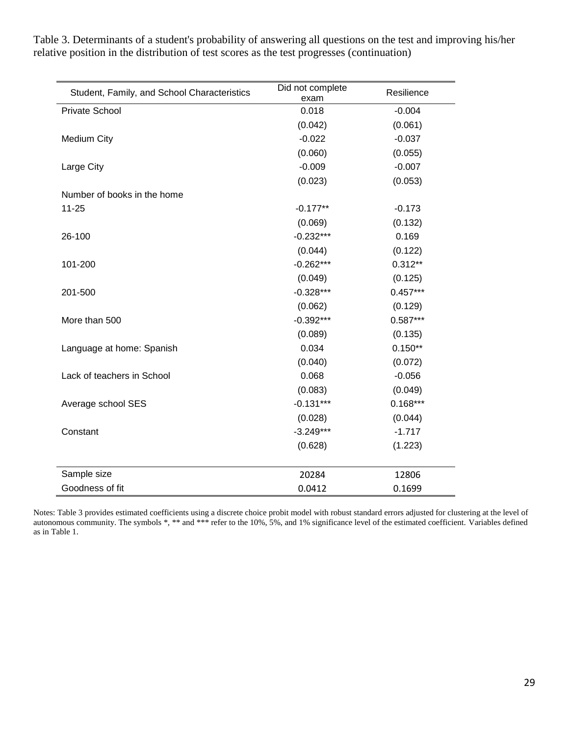Table 3. Determinants of a student's probability of answering all questions on the test and improving his/her relative position in the distribution of test scores as the test progresses (continuation)

| Student, Family, and School Characteristics | Did not complete exam | Resilience |
|---|---|---|
| Private School | 0.018 | -0.004 |
| | (0.042) | (0.061) |
| Medium City | -0.022 | -0.037 |
| | (0.060) | (0.055) |
| Large City | -0.009 | -0.007 |
| | (0.023) | (0.053) |
| Number of books in the home | | |
| 11-25 | -0.177** | -0.173 |
| | (0.069) | (0.132) |
| 26-100 | -0.232*** | 0.169 |
| | (0.044) | (0.122) |
| 101-200 | -0.262*** | 0.312** |
| | (0.049) | (0.125) |
| 201-500 | -0.328*** | 0.457*** |
| | (0.062) | (0.129) |
| More than 500 | -0.392*** | 0.587*** |
| | (0.089) | (0.135) |
| Language at home: Spanish | 0.034 | 0.150** |
| | (0.040) | (0.072) |
| Lack of teachers in School | 0.068 | -0.056 |
| | (0.083) | (0.049) |
| Average school SES | -0.131*** | 0.168*** |
| | (0.028) | (0.044) |
| Constant | -3.249*** | -1.717 |
| | (0.628) | (1.223) |
| Sample size | 20284 | 12806 |
| Goodness of fit | 0.0412 | 0.1699 |

Notes: Table 3 provides estimated coefficients using a discrete choice probit model with robust standard errors adjusted for clustering at the level of autonomous community. The symbols *, ** and *** refer to the 10%, 5%, and 1% significance level of the estimated coefficient. Variables defined as in Table 1.